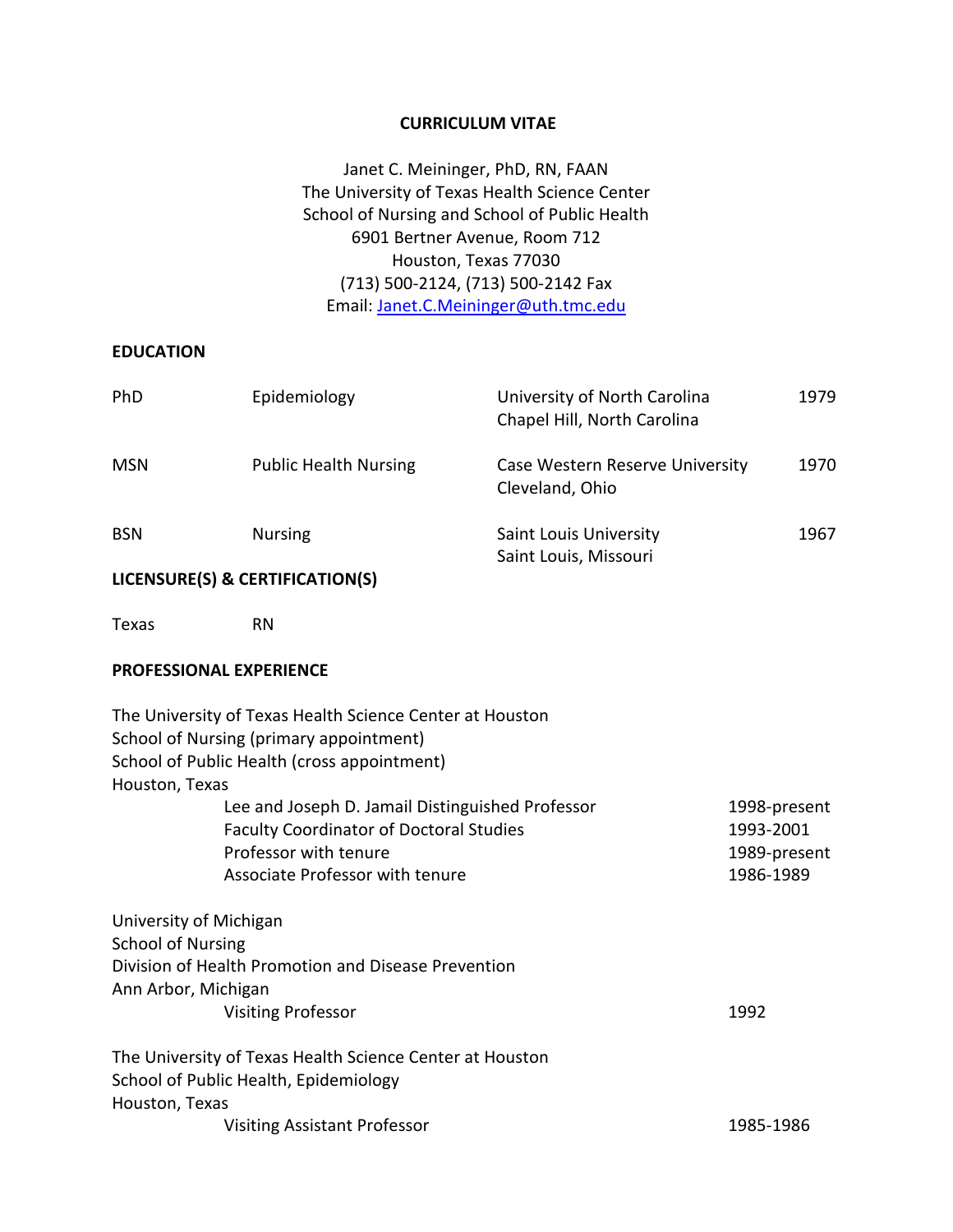# CURRICULUM VITAE

Janet C. Meininger, PhD, RN, FAAN
The University of Texas Health Science Center
School of Nursing and School of Public Health
6901 Bertner Avenue, Room 712
Houston, Texas 77030
(713) 500-2124, (713) 500-2142 Fax
Email: Janet.C.Meininger@uth.tmc.edu

## EDUCATION

| | | | |
|---|---|---|---|
| PhD | Epidemiology | University of North Carolina<br>Chapel Hill, North Carolina | 1979 |
| MSN | Public Health Nursing | Case Western Reserve University<br>Cleveland, Ohio | 1970 |
| BSN | Nursing | Saint Louis University<br>Saint Louis, Missouri | 1967 |

## LICENSURE(S) & CERTIFICATION(S)

Texas RN

## PROFESSIONAL EXPERIENCE

The University of Texas Health Science Center at Houston
School of Nursing (primary appointment)
School of Public Health (cross appointment)
Houston, Texas

| | |
|---|---|
| Lee and Joseph D. Jamail Distinguished Professor | 1998-present |
| Faculty Coordinator of Doctoral Studies | 1993-2001 |
| Professor with tenure | 1989-present |
| Associate Professor with tenure | 1986-1989 |

University of Michigan
School of Nursing
Division of Health Promotion and Disease Prevention
Ann Arbor, Michigan

| | |
|---|---|
| Visiting Professor | 1992 |

The University of Texas Health Science Center at Houston
School of Public Health, Epidemiology
Houston, Texas

| | |
|---|---|
| Visiting Assistant Professor | 1985-1986 |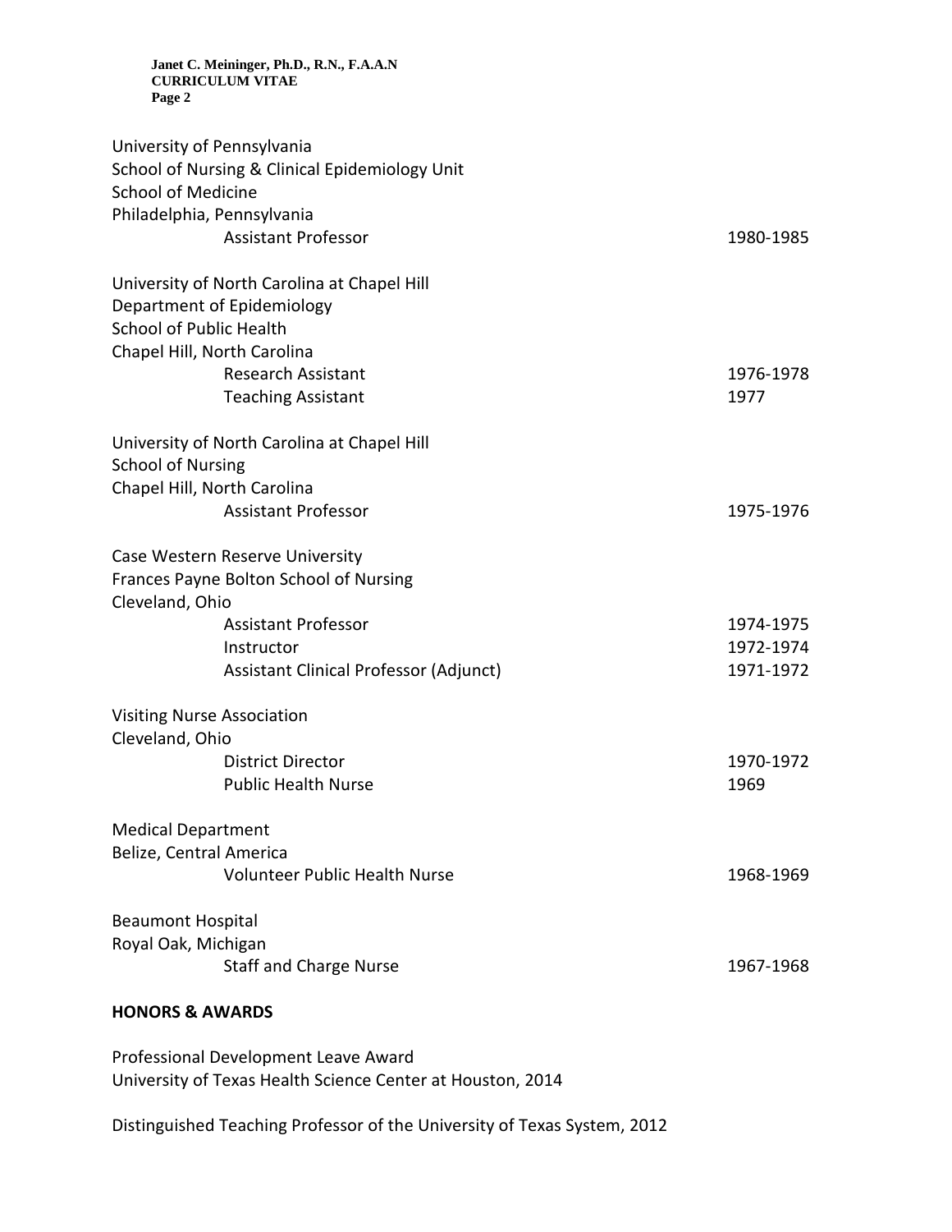University of Pennsylvania
School of Nursing & Clinical Epidemiology Unit
School of Medicine
Philadelphia, Pennsylvania

| | |
|---|---|
| Assistant Professor | 1980-1985 |

University of North Carolina at Chapel Hill
Department of Epidemiology
School of Public Health
Chapel Hill, North Carolina

| | |
|---|---|
| Research Assistant | 1976-1978 |
| Teaching Assistant | 1977 |

University of North Carolina at Chapel Hill
School of Nursing
Chapel Hill, North Carolina

| | |
|---|---|
| Assistant Professor | 1975-1976 |

Case Western Reserve University
Frances Payne Bolton School of Nursing
Cleveland, Ohio

| | |
|---|---|
| Assistant Professor | 1974-1975 |
| Instructor | 1972-1974 |
| Assistant Clinical Professor (Adjunct) | 1971-1972 |

Visiting Nurse Association
Cleveland, Ohio

| | |
|---|---|
| District Director | 1970-1972 |
| Public Health Nurse | 1969 |

Medical Department
Belize, Central America

| | |
|---|---|
| Volunteer Public Health Nurse | 1968-1969 |

Beaumont Hospital
Royal Oak, Michigan

| | |
|---|---|
| Staff and Charge Nurse | 1967-1968 |

## HONORS & AWARDS

Professional Development Leave Award
University of Texas Health Science Center at Houston, 2014

Distinguished Teaching Professor of the University of Texas System, 2012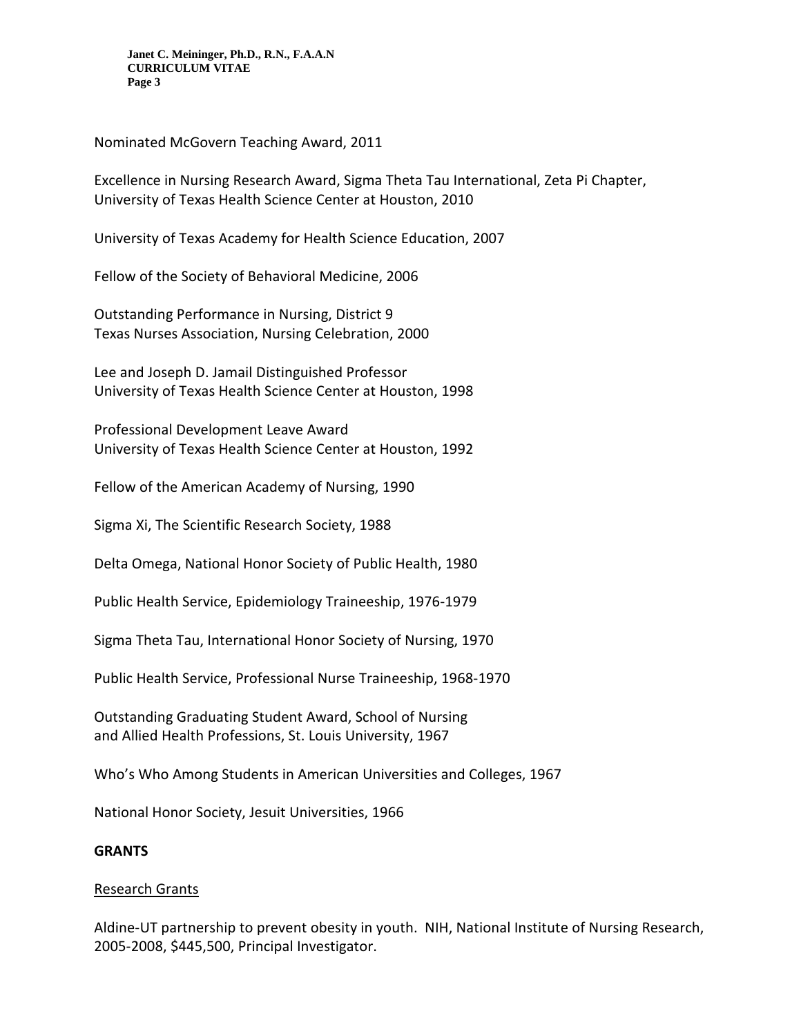Nominated McGovern Teaching Award, 2011

Excellence in Nursing Research Award, Sigma Theta Tau International, Zeta Pi Chapter, University of Texas Health Science Center at Houston, 2010

University of Texas Academy for Health Science Education, 2007

Fellow of the Society of Behavioral Medicine, 2006

Outstanding Performance in Nursing, District 9
Texas Nurses Association, Nursing Celebration, 2000

Lee and Joseph D. Jamail Distinguished Professor
University of Texas Health Science Center at Houston, 1998

Professional Development Leave Award
University of Texas Health Science Center at Houston, 1992

Fellow of the American Academy of Nursing, 1990

Sigma Xi, The Scientific Research Society, 1988

Delta Omega, National Honor Society of Public Health, 1980

Public Health Service, Epidemiology Traineeship, 1976-1979

Sigma Theta Tau, International Honor Society of Nursing, 1970

Public Health Service, Professional Nurse Traineeship, 1968-1970

Outstanding Graduating Student Award, School of Nursing
and Allied Health Professions, St. Louis University, 1967

Who's Who Among Students in American Universities and Colleges, 1967

National Honor Society, Jesuit Universities, 1966

## GRANTS

### Research Grants

Aldine-UT partnership to prevent obesity in youth. NIH, National Institute of Nursing Research, 2005-2008, $445,500, Principal Investigator.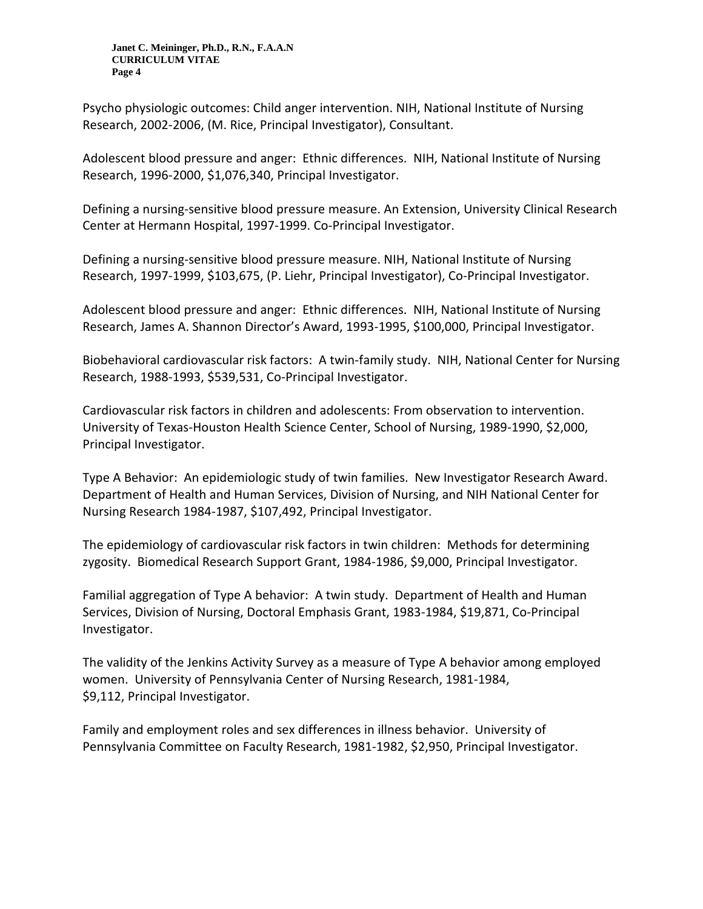Psycho physiologic outcomes: Child anger intervention. NIH, National Institute of Nursing Research, 2002-2006, (M. Rice, Principal Investigator), Consultant.

Adolescent blood pressure and anger: Ethnic differences. NIH, National Institute of Nursing Research, 1996-2000, $1,076,340, Principal Investigator.

Defining a nursing-sensitive blood pressure measure. An Extension, University Clinical Research Center at Hermann Hospital, 1997-1999. Co-Principal Investigator.

Defining a nursing-sensitive blood pressure measure. NIH, National Institute of Nursing Research, 1997-1999, $103,675, (P. Liehr, Principal Investigator), Co-Principal Investigator.

Adolescent blood pressure and anger: Ethnic differences. NIH, National Institute of Nursing Research, James A. Shannon Director's Award, 1993-1995, $100,000, Principal Investigator.

Biobehavioral cardiovascular risk factors: A twin-family study. NIH, National Center for Nursing Research, 1988-1993, $539,531, Co-Principal Investigator.

Cardiovascular risk factors in children and adolescents: From observation to intervention. University of Texas-Houston Health Science Center, School of Nursing, 1989-1990, $2,000, Principal Investigator.

Type A Behavior: An epidemiologic study of twin families. New Investigator Research Award. Department of Health and Human Services, Division of Nursing, and NIH National Center for Nursing Research 1984-1987, $107,492, Principal Investigator.

The epidemiology of cardiovascular risk factors in twin children: Methods for determining zygosity. Biomedical Research Support Grant, 1984-1986, $9,000, Principal Investigator.

Familial aggregation of Type A behavior: A twin study. Department of Health and Human Services, Division of Nursing, Doctoral Emphasis Grant, 1983-1984, $19,871, Co-Principal Investigator.

The validity of the Jenkins Activity Survey as a measure of Type A behavior among employed women. University of Pennsylvania Center of Nursing Research, 1981-1984, $9,112, Principal Investigator.

Family and employment roles and sex differences in illness behavior. University of Pennsylvania Committee on Faculty Research, 1981-1982, $2,950, Principal Investigator.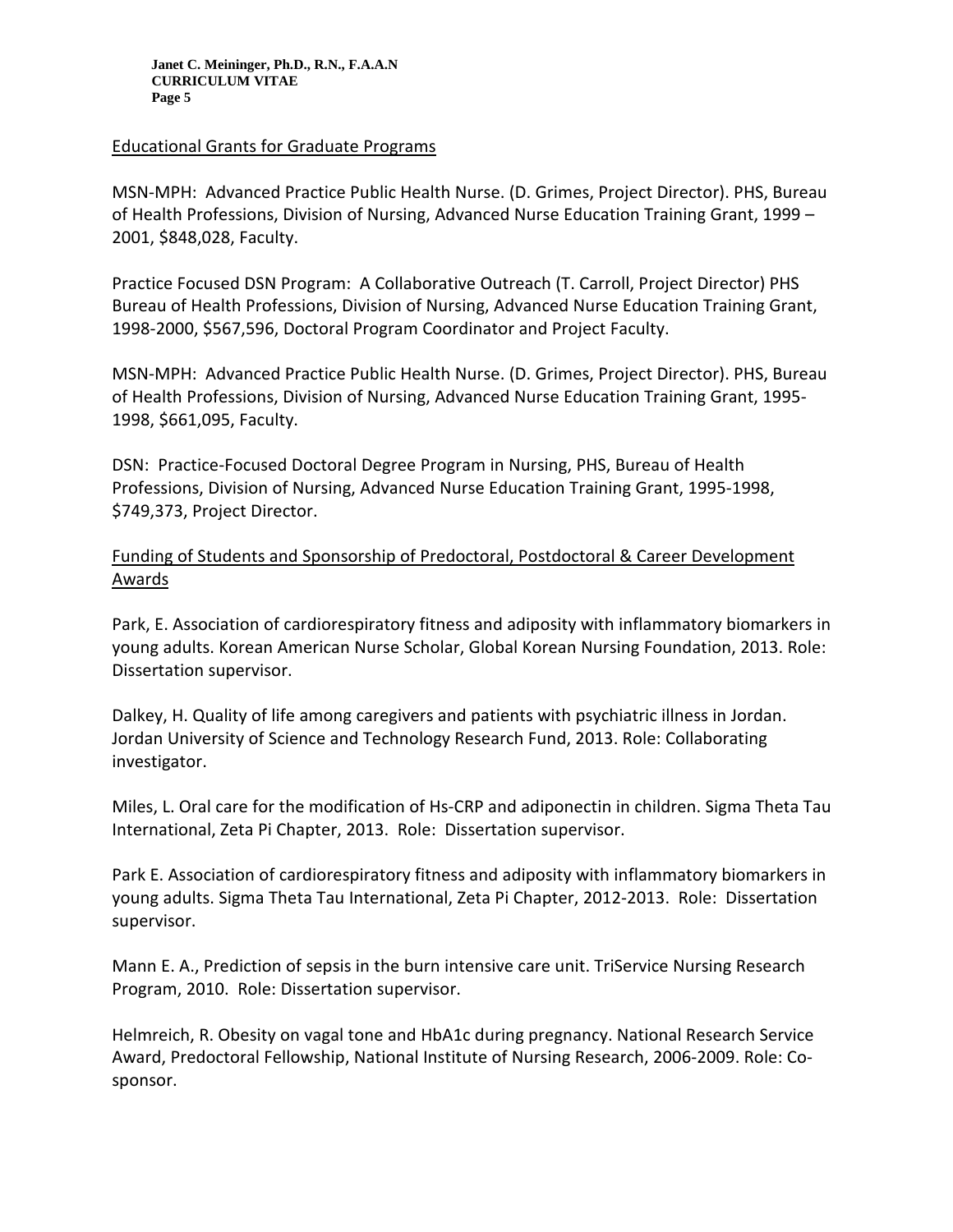Educational Grants for Graduate Programs

MSN-MPH: Advanced Practice Public Health Nurse. (D. Grimes, Project Director). PHS, Bureau of Health Professions, Division of Nursing, Advanced Nurse Education Training Grant, 1999 – 2001, $848,028, Faculty.

Practice Focused DSN Program: A Collaborative Outreach (T. Carroll, Project Director) PHS Bureau of Health Professions, Division of Nursing, Advanced Nurse Education Training Grant, 1998-2000, $567,596, Doctoral Program Coordinator and Project Faculty.

MSN-MPH: Advanced Practice Public Health Nurse. (D. Grimes, Project Director). PHS, Bureau of Health Professions, Division of Nursing, Advanced Nurse Education Training Grant, 1995-1998, $661,095, Faculty.

DSN: Practice-Focused Doctoral Degree Program in Nursing, PHS, Bureau of Health Professions, Division of Nursing, Advanced Nurse Education Training Grant, 1995-1998, $749,373, Project Director.

Funding of Students and Sponsorship of Predoctoral, Postdoctoral & Career Development Awards

Park, E. Association of cardiorespiratory fitness and adiposity with inflammatory biomarkers in young adults. Korean American Nurse Scholar, Global Korean Nursing Foundation, 2013. Role: Dissertation supervisor.

Dalkey, H. Quality of life among caregivers and patients with psychiatric illness in Jordan. Jordan University of Science and Technology Research Fund, 2013. Role: Collaborating investigator.

Miles, L. Oral care for the modification of Hs-CRP and adiponectin in children. Sigma Theta Tau International, Zeta Pi Chapter, 2013. Role: Dissertation supervisor.

Park E. Association of cardiorespiratory fitness and adiposity with inflammatory biomarkers in young adults. Sigma Theta Tau International, Zeta Pi Chapter, 2012-2013. Role: Dissertation supervisor.

Mann E. A., Prediction of sepsis in the burn intensive care unit. TriService Nursing Research Program, 2010. Role: Dissertation supervisor.

Helmreich, R. Obesity on vagal tone and HbA1c during pregnancy. National Research Service Award, Predoctoral Fellowship, National Institute of Nursing Research, 2006-2009. Role: Co-sponsor.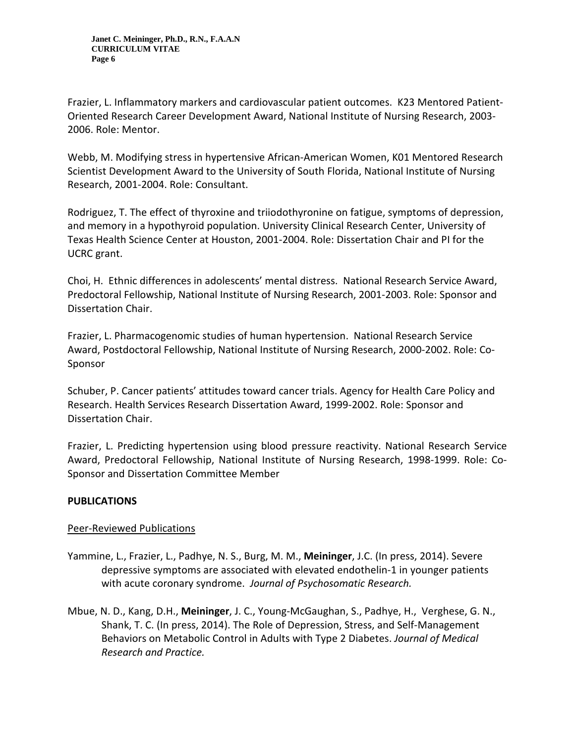Frazier, L. Inflammatory markers and cardiovascular patient outcomes. K23 Mentored Patient-Oriented Research Career Development Award, National Institute of Nursing Research, 2003-2006. Role: Mentor.

Webb, M. Modifying stress in hypertensive African-American Women, K01 Mentored Research Scientist Development Award to the University of South Florida, National Institute of Nursing Research, 2001-2004. Role: Consultant.

Rodriguez, T. The effect of thyroxine and triiodothyronine on fatigue, symptoms of depression, and memory in a hypothyroid population. University Clinical Research Center, University of Texas Health Science Center at Houston, 2001-2004. Role: Dissertation Chair and PI for the UCRC grant.

Choi, H. Ethnic differences in adolescents' mental distress. National Research Service Award, Predoctoral Fellowship, National Institute of Nursing Research, 2001-2003. Role: Sponsor and Dissertation Chair.

Frazier, L. Pharmacogenomic studies of human hypertension. National Research Service Award, Postdoctoral Fellowship, National Institute of Nursing Research, 2000-2002. Role: Co-Sponsor

Schuber, P. Cancer patients' attitudes toward cancer trials. Agency for Health Care Policy and Research. Health Services Research Dissertation Award, 1999-2002. Role: Sponsor and Dissertation Chair.

Frazier, L. Predicting hypertension using blood pressure reactivity. National Research Service Award, Predoctoral Fellowship, National Institute of Nursing Research, 1998-1999. Role: Co-Sponsor and Dissertation Committee Member

## PUBLICATIONS

### Peer-Reviewed Publications

Yammine, L., Frazier, L., Padhye, N. S., Burg, M. M., **Meininger**, J.C. (In press, 2014). Severe depressive symptoms are associated with elevated endothelin-1 in younger patients with acute coronary syndrome. *Journal of Psychosomatic Research.*

Mbue, N. D., Kang, D.H., **Meininger**, J. C., Young-McGaughan, S., Padhye, H., Verghese, G. N., Shank, T. C. (In press, 2014). The Role of Depression, Stress, and Self-Management Behaviors on Metabolic Control in Adults with Type 2 Diabetes. *Journal of Medical Research and Practice.*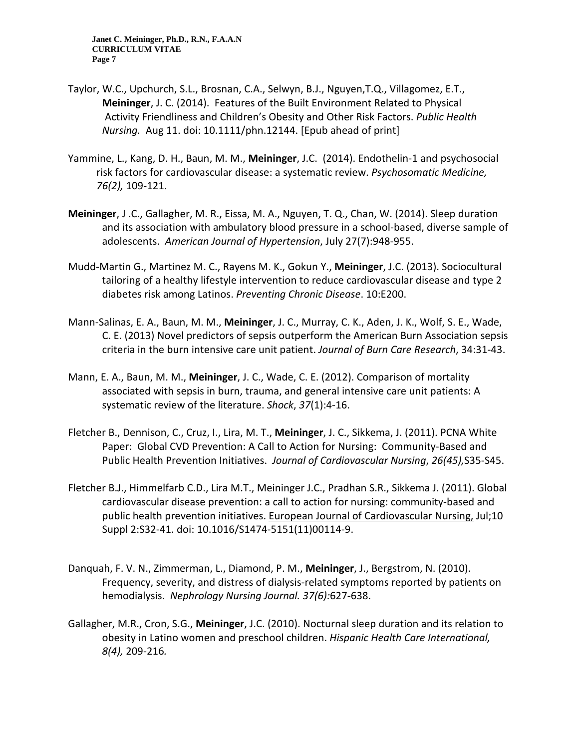Taylor, W.C., Upchurch, S.L., Brosnan, C.A., Selwyn, B.J., Nguyen,T.Q., Villagomez, E.T., **Meininger**, J. C. (2014). Features of the Built Environment Related to Physical Activity Friendliness and Children's Obesity and Other Risk Factors. *Public Health Nursing.* Aug 11. doi: 10.1111/phn.12144. [Epub ahead of print]

Yammine, L., Kang, D. H., Baun, M. M., **Meininger**, J.C. (2014). Endothelin-1 and psychosocial risk factors for cardiovascular disease: a systematic review. *Psychosomatic Medicine, 76(2),* 109-121.

**Meininger**, J .C., Gallagher, M. R., Eissa, M. A., Nguyen, T. Q., Chan, W. (2014). Sleep duration and its association with ambulatory blood pressure in a school-based, diverse sample of adolescents. *American Journal of Hypertension*, July 27(7):948-955.

Mudd-Martin G., Martinez M. C., Rayens M. K., Gokun Y., **Meininger**, J.C. (2013). Sociocultural tailoring of a healthy lifestyle intervention to reduce cardiovascular disease and type 2 diabetes risk among Latinos. *Preventing Chronic Disease*. 10:E200.

Mann-Salinas, E. A., Baun, M. M., **Meininger**, J. C., Murray, C. K., Aden, J. K., Wolf, S. E., Wade, C. E. (2013) Novel predictors of sepsis outperform the American Burn Association sepsis criteria in the burn intensive care unit patient. *Journal of Burn Care Research*, 34:31-43.

Mann, E. A., Baun, M. M., **Meininger**, J. C., Wade, C. E. (2012). Comparison of mortality associated with sepsis in burn, trauma, and general intensive care unit patients: A systematic review of the literature. *Shock*, *37*(1):4-16.

Fletcher B., Dennison, C., Cruz, I., Lira, M. T., **Meininger**, J. C., Sikkema, J. (2011). PCNA White Paper: Global CVD Prevention: A Call to Action for Nursing: Community-Based and Public Health Prevention Initiatives. *Journal of Cardiovascular Nursing*, *26(45),*S35-S45.

Fletcher B.J., Himmelfarb C.D., Lira M.T., Meininger J.C., Pradhan S.R., Sikkema J. (2011). Global cardiovascular disease prevention: a call to action for nursing: community-based and public health prevention initiatives. European Journal of Cardiovascular Nursing, Jul;10 Suppl 2:S32-41. doi: 10.1016/S1474-5151(11)00114-9.

Danquah, F. V. N., Zimmerman, L., Diamond, P. M., **Meininger**, J., Bergstrom, N. (2010). Frequency, severity, and distress of dialysis-related symptoms reported by patients on hemodialysis. *Nephrology Nursing Journal. 37(6):*627-638.

Gallagher, M.R., Cron, S.G., **Meininger**, J.C. (2010). Nocturnal sleep duration and its relation to obesity in Latino women and preschool children. *Hispanic Health Care International, 8(4),* 209-216*.*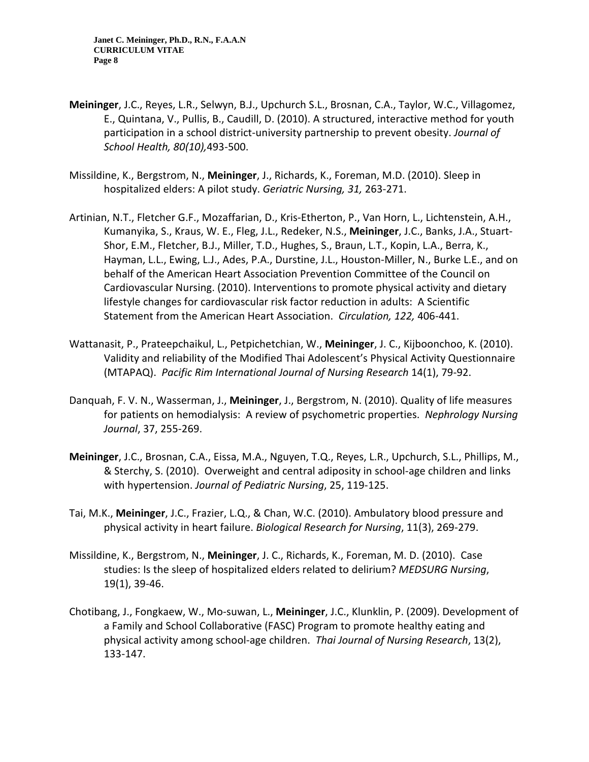**Meininger**, J.C., Reyes, L.R., Selwyn, B.J., Upchurch S.L., Brosnan, C.A., Taylor, W.C., Villagomez, E., Quintana, V., Pullis, B., Caudill, D. (2010). A structured, interactive method for youth participation in a school district-university partnership to prevent obesity. *Journal of School Health, 80(10),*493-500.

Missildine, K., Bergstrom, N., **Meininger**, J., Richards, K., Foreman, M.D. (2010). Sleep in hospitalized elders: A pilot study. *Geriatric Nursing, 31,* 263-271.

Artinian, N.T., Fletcher G.F., Mozaffarian, D., Kris-Etherton, P., Van Horn, L., Lichtenstein, A.H., Kumanyika, S., Kraus, W. E., Fleg, J.L., Redeker, N.S., **Meininger**, J.C., Banks, J.A., Stuart-Shor, E.M., Fletcher, B.J., Miller, T.D., Hughes, S., Braun, L.T., Kopin, L.A., Berra, K., Hayman, L.L., Ewing, L.J., Ades, P.A., Durstine, J.L., Houston-Miller, N., Burke L.E., and on behalf of the American Heart Association Prevention Committee of the Council on Cardiovascular Nursing. (2010). Interventions to promote physical activity and dietary lifestyle changes for cardiovascular risk factor reduction in adults: A Scientific Statement from the American Heart Association. *Circulation, 122,* 406-441.

Wattanasit, P., Prateepchaikul, L., Petpichetchian, W., **Meininger**, J. C., Kijboonchoo, K. (2010). Validity and reliability of the Modified Thai Adolescent's Physical Activity Questionnaire (MTAPAQ). *Pacific Rim International Journal of Nursing Research* 14(1), 79-92.

Danquah, F. V. N., Wasserman, J., **Meininger**, J., Bergstrom, N. (2010). Quality of life measures for patients on hemodialysis: A review of psychometric properties. *Nephrology Nursing Journal*, 37, 255-269.

**Meininger**, J.C., Brosnan, C.A., Eissa, M.A., Nguyen, T.Q., Reyes, L.R., Upchurch, S.L., Phillips, M., & Sterchy, S. (2010). Overweight and central adiposity in school-age children and links with hypertension. *Journal of Pediatric Nursing*, 25, 119-125.

Tai, M.K., **Meininger**, J.C., Frazier, L.Q., & Chan, W.C. (2010). Ambulatory blood pressure and physical activity in heart failure. *Biological Research for Nursing*, 11(3), 269-279.

Missildine, K., Bergstrom, N., **Meininger**, J. C., Richards, K., Foreman, M. D. (2010). Case studies: Is the sleep of hospitalized elders related to delirium? *MEDSURG Nursing*, 19(1), 39-46.

Chotibang, J., Fongkaew, W., Mo-suwan, L., **Meininger**, J.C., Klunklin, P. (2009). Development of a Family and School Collaborative (FASC) Program to promote healthy eating and physical activity among school-age children. *Thai Journal of Nursing Research*, 13(2), 133-147.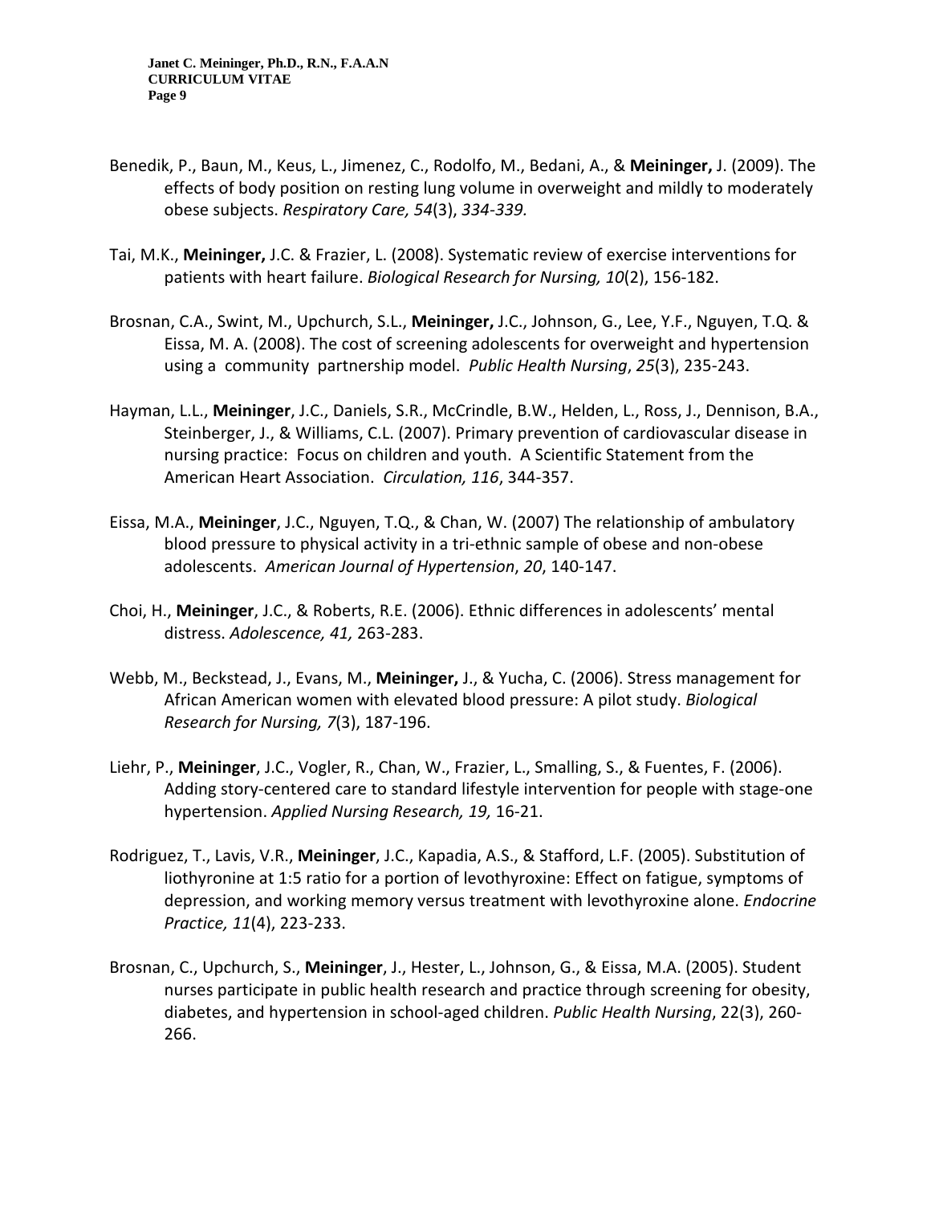Benedik, P., Baun, M., Keus, L., Jimenez, C., Rodolfo, M., Bedani, A., & **Meininger,** J. (2009). The effects of body position on resting lung volume in overweight and mildly to moderately obese subjects. *Respiratory Care, 54*(3), *334-339.*

Tai, M.K., **Meininger,** J.C. & Frazier, L. (2008). Systematic review of exercise interventions for patients with heart failure. *Biological Research for Nursing, 10*(2), 156-182.

Brosnan, C.A., Swint, M., Upchurch, S.L., **Meininger,** J.C., Johnson, G., Lee, Y.F., Nguyen, T.Q. & Eissa, M. A. (2008). The cost of screening adolescents for overweight and hypertension using a community partnership model. *Public Health Nursing*, *25*(3), 235-243.

Hayman, L.L., **Meininger**, J.C., Daniels, S.R., McCrindle, B.W., Helden, L., Ross, J., Dennison, B.A., Steinberger, J., & Williams, C.L. (2007). Primary prevention of cardiovascular disease in nursing practice: Focus on children and youth. A Scientific Statement from the American Heart Association. *Circulation, 116*, 344-357.

Eissa, M.A., **Meininger**, J.C., Nguyen, T.Q., & Chan, W. (2007) The relationship of ambulatory blood pressure to physical activity in a tri-ethnic sample of obese and non-obese adolescents. *American Journal of Hypertension*, *20*, 140-147.

Choi, H., **Meininger**, J.C., & Roberts, R.E. (2006). Ethnic differences in adolescents' mental distress. *Adolescence, 41,* 263-283.

Webb, M., Beckstead, J., Evans, M., **Meininger,** J., & Yucha, C. (2006). Stress management for African American women with elevated blood pressure: A pilot study. *Biological Research for Nursing, 7*(3), 187-196.

Liehr, P., **Meininger**, J.C., Vogler, R., Chan, W., Frazier, L., Smalling, S., & Fuentes, F. (2006). Adding story-centered care to standard lifestyle intervention for people with stage-one hypertension. *Applied Nursing Research, 19,* 16-21.

Rodriguez, T., Lavis, V.R., **Meininger**, J.C., Kapadia, A.S., & Stafford, L.F. (2005). Substitution of liothyronine at 1:5 ratio for a portion of levothyroxine: Effect on fatigue, symptoms of depression, and working memory versus treatment with levothyroxine alone. *Endocrine Practice, 11*(4), 223-233.

Brosnan, C., Upchurch, S., **Meininger**, J., Hester, L., Johnson, G., & Eissa, M.A. (2005). Student nurses participate in public health research and practice through screening for obesity, diabetes, and hypertension in school-aged children. *Public Health Nursing*, 22(3), 260-266.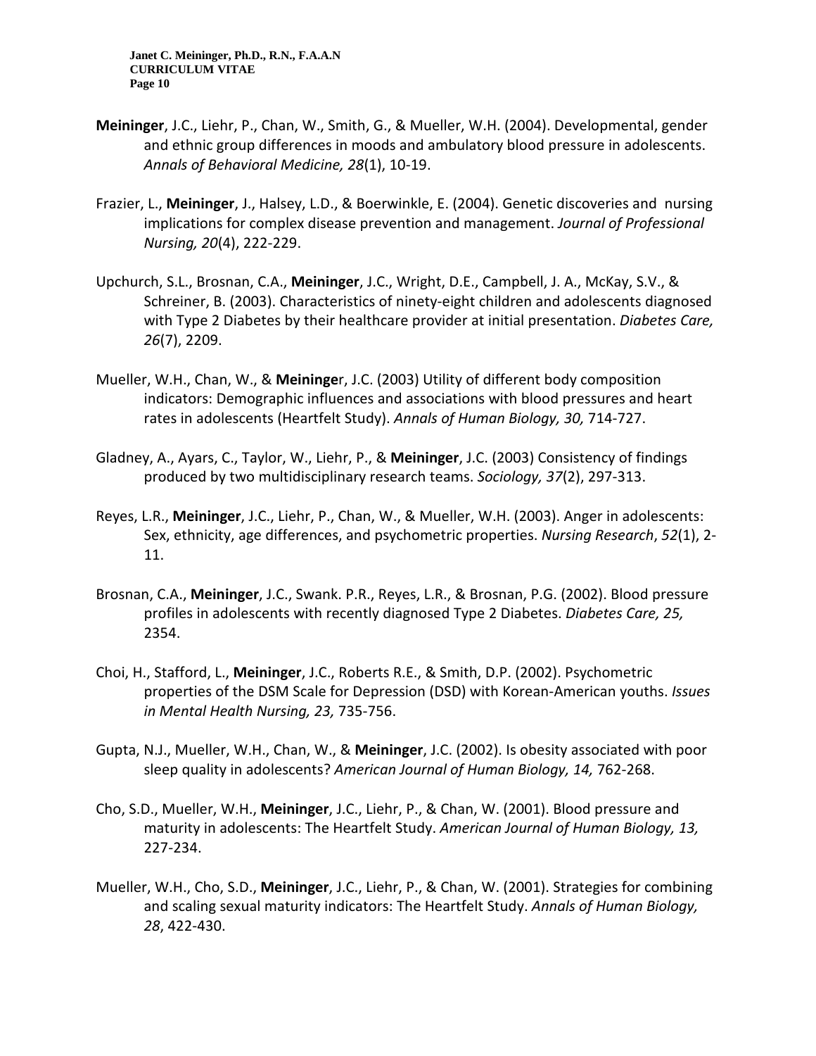**Meininger**, J.C., Liehr, P., Chan, W., Smith, G., & Mueller, W.H. (2004). Developmental, gender and ethnic group differences in moods and ambulatory blood pressure in adolescents. *Annals of Behavioral Medicine, 28*(1), 10-19.

Frazier, L., **Meininger**, J., Halsey, L.D., & Boerwinkle, E. (2004). Genetic discoveries and nursing implications for complex disease prevention and management. *Journal of Professional Nursing, 20*(4), 222-229.

Upchurch, S.L., Brosnan, C.A., **Meininger**, J.C., Wright, D.E., Campbell, J. A., McKay, S.V., & Schreiner, B. (2003). Characteristics of ninety-eight children and adolescents diagnosed with Type 2 Diabetes by their healthcare provider at initial presentation. *Diabetes Care, 26*(7), 2209.

Mueller, W.H., Chan, W., & **Meininge**r, J.C. (2003) Utility of different body composition indicators: Demographic influences and associations with blood pressures and heart rates in adolescents (Heartfelt Study). *Annals of Human Biology, 30,* 714-727.

Gladney, A., Ayars, C., Taylor, W., Liehr, P., & **Meininger**, J.C. (2003) Consistency of findings produced by two multidisciplinary research teams. *Sociology, 37*(2), 297-313.

Reyes, L.R., **Meininger**, J.C., Liehr, P., Chan, W., & Mueller, W.H. (2003). Anger in adolescents: Sex, ethnicity, age differences, and psychometric properties. *Nursing Research*, *52*(1), 2-11.

Brosnan, C.A., **Meininger**, J.C., Swank. P.R., Reyes, L.R., & Brosnan, P.G. (2002). Blood pressure profiles in adolescents with recently diagnosed Type 2 Diabetes. *Diabetes Care, 25,* 2354.

Choi, H., Stafford, L., **Meininger**, J.C., Roberts R.E., & Smith, D.P. (2002). Psychometric properties of the DSM Scale for Depression (DSD) with Korean-American youths. *Issues in Mental Health Nursing, 23,* 735-756.

Gupta, N.J., Mueller, W.H., Chan, W., & **Meininger**, J.C. (2002). Is obesity associated with poor sleep quality in adolescents? *American Journal of Human Biology, 14,* 762-268.

Cho, S.D., Mueller, W.H., **Meininger**, J.C., Liehr, P., & Chan, W. (2001). Blood pressure and maturity in adolescents: The Heartfelt Study. *American Journal of Human Biology, 13,* 227-234.

Mueller, W.H., Cho, S.D., **Meininger**, J.C., Liehr, P., & Chan, W. (2001). Strategies for combining and scaling sexual maturity indicators: The Heartfelt Study. *Annals of Human Biology, 28*, 422-430.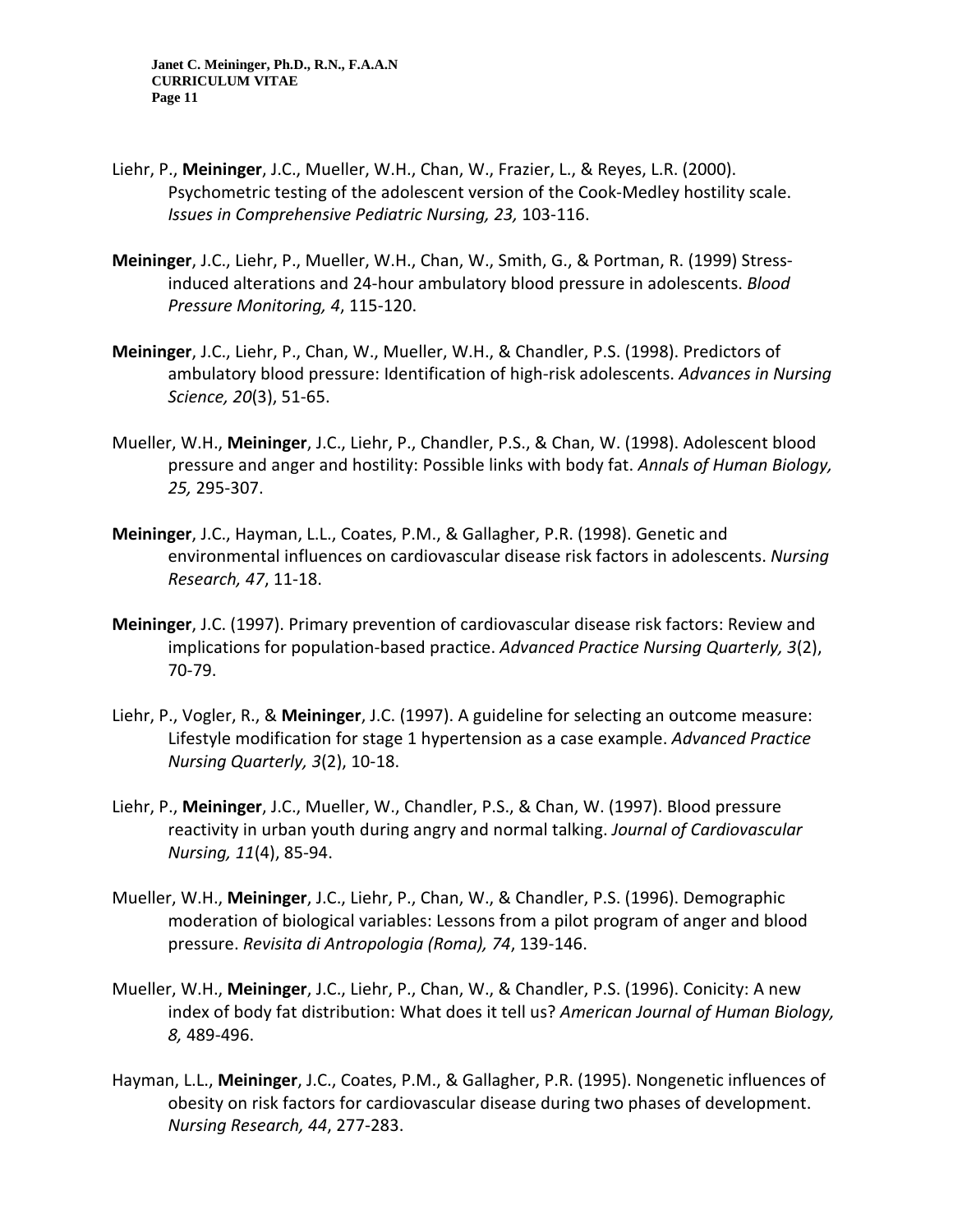Liehr, P., **Meininger**, J.C., Mueller, W.H., Chan, W., Frazier, L., & Reyes, L.R. (2000). Psychometric testing of the adolescent version of the Cook-Medley hostility scale. *Issues in Comprehensive Pediatric Nursing, 23,* 103-116.

**Meininger**, J.C., Liehr, P., Mueller, W.H., Chan, W., Smith, G., & Portman, R. (1999) Stress-induced alterations and 24-hour ambulatory blood pressure in adolescents. *Blood Pressure Monitoring, 4*, 115-120.

**Meininger**, J.C., Liehr, P., Chan, W., Mueller, W.H., & Chandler, P.S. (1998). Predictors of ambulatory blood pressure: Identification of high-risk adolescents. *Advances in Nursing Science, 20*(3), 51-65.

Mueller, W.H., **Meininger**, J.C., Liehr, P., Chandler, P.S., & Chan, W. (1998). Adolescent blood pressure and anger and hostility: Possible links with body fat. *Annals of Human Biology, 25,* 295-307.

**Meininger**, J.C., Hayman, L.L., Coates, P.M., & Gallagher, P.R. (1998). Genetic and environmental influences on cardiovascular disease risk factors in adolescents. *Nursing Research, 47*, 11-18.

**Meininger**, J.C. (1997). Primary prevention of cardiovascular disease risk factors: Review and implications for population-based practice. *Advanced Practice Nursing Quarterly, 3*(2), 70-79.

Liehr, P., Vogler, R., & **Meininger**, J.C. (1997). A guideline for selecting an outcome measure: Lifestyle modification for stage 1 hypertension as a case example. *Advanced Practice Nursing Quarterly, 3*(2), 10-18.

Liehr, P., **Meininger**, J.C., Mueller, W., Chandler, P.S., & Chan, W. (1997). Blood pressure reactivity in urban youth during angry and normal talking. *Journal of Cardiovascular Nursing, 11*(4), 85-94.

Mueller, W.H., **Meininger**, J.C., Liehr, P., Chan, W., & Chandler, P.S. (1996). Demographic moderation of biological variables: Lessons from a pilot program of anger and blood pressure. *Revisita di Antropologia (Roma), 74*, 139-146.

Mueller, W.H., **Meininger**, J.C., Liehr, P., Chan, W., & Chandler, P.S. (1996). Conicity: A new index of body fat distribution: What does it tell us? *American Journal of Human Biology, 8,* 489-496.

Hayman, L.L., **Meininger**, J.C., Coates, P.M., & Gallagher, P.R. (1995). Nongenetic influences of obesity on risk factors for cardiovascular disease during two phases of development. *Nursing Research, 44*, 277-283.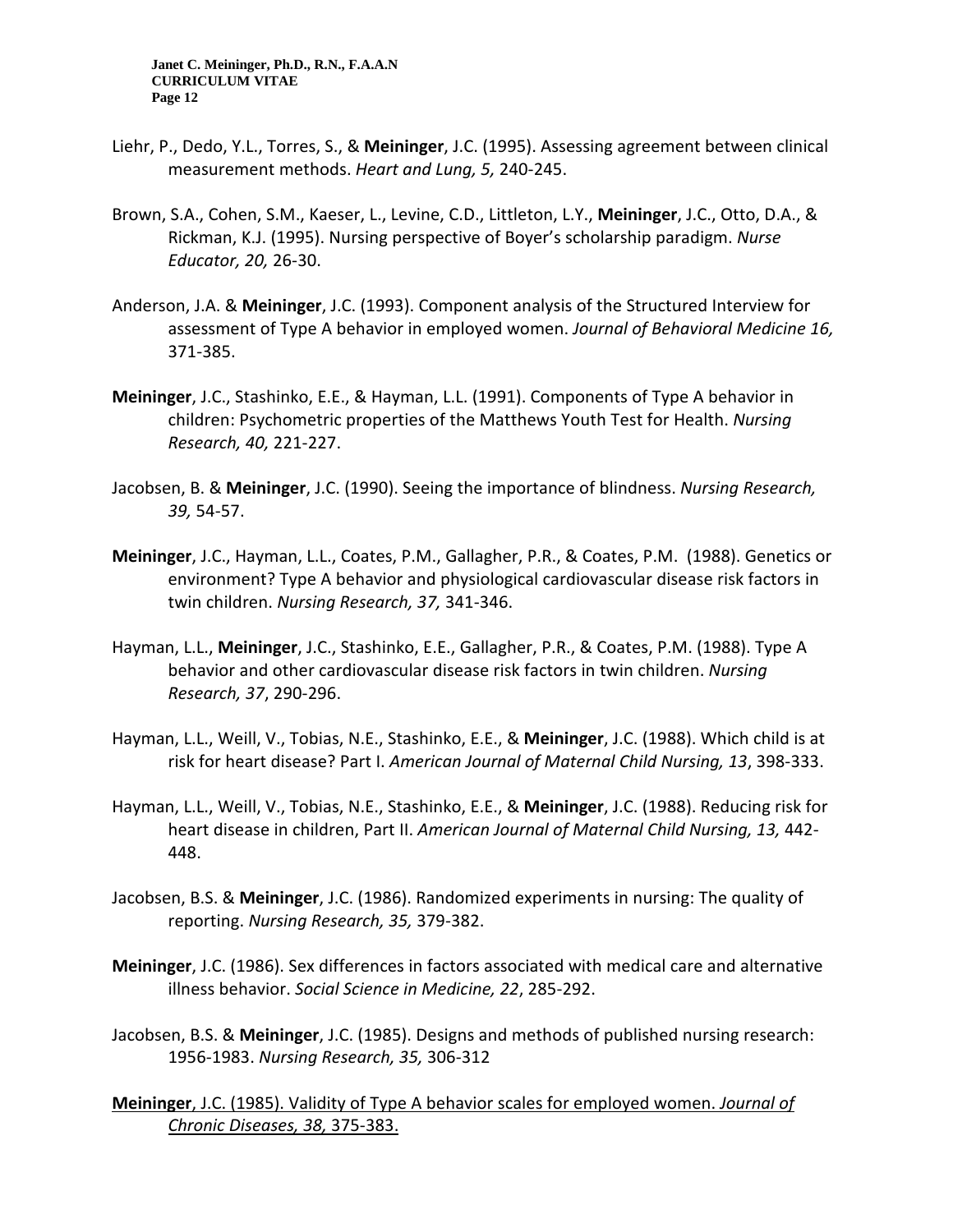Liehr, P., Dedo, Y.L., Torres, S., & **Meininger**, J.C. (1995). Assessing agreement between clinical measurement methods. *Heart and Lung, 5,* 240-245.

Brown, S.A., Cohen, S.M., Kaeser, L., Levine, C.D., Littleton, L.Y., **Meininger**, J.C., Otto, D.A., & Rickman, K.J. (1995). Nursing perspective of Boyer's scholarship paradigm. *Nurse Educator, 20,* 26-30.

Anderson, J.A. & **Meininger**, J.C. (1993). Component analysis of the Structured Interview for assessment of Type A behavior in employed women. *Journal of Behavioral Medicine 16,* 371-385.

**Meininger**, J.C., Stashinko, E.E., & Hayman, L.L. (1991). Components of Type A behavior in children: Psychometric properties of the Matthews Youth Test for Health. *Nursing Research, 40,* 221-227.

Jacobsen, B. & **Meininger**, J.C. (1990). Seeing the importance of blindness. *Nursing Research, 39,* 54-57.

**Meininger**, J.C., Hayman, L.L., Coates, P.M., Gallagher, P.R., & Coates, P.M. (1988). Genetics or environment? Type A behavior and physiological cardiovascular disease risk factors in twin children. *Nursing Research, 37,* 341-346.

Hayman, L.L., **Meininger**, J.C., Stashinko, E.E., Gallagher, P.R., & Coates, P.M. (1988). Type A behavior and other cardiovascular disease risk factors in twin children. *Nursing Research, 37*, 290-296.

Hayman, L.L., Weill, V., Tobias, N.E., Stashinko, E.E., & **Meininger**, J.C. (1988). Which child is at risk for heart disease? Part I. *American Journal of Maternal Child Nursing, 13*, 398-333.

Hayman, L.L., Weill, V., Tobias, N.E., Stashinko, E.E., & **Meininger**, J.C. (1988). Reducing risk for heart disease in children, Part II. *American Journal of Maternal Child Nursing, 13,* 442-448.

Jacobsen, B.S. & **Meininger**, J.C. (1986). Randomized experiments in nursing: The quality of reporting. *Nursing Research, 35,* 379-382.

**Meininger**, J.C. (1986). Sex differences in factors associated with medical care and alternative illness behavior. *Social Science in Medicine, 22*, 285-292.

Jacobsen, B.S. & **Meininger**, J.C. (1985). Designs and methods of published nursing research: 1956-1983. *Nursing Research, 35,* 306-312

<u>**Meininger**, J.C. (1985). Validity of Type A behavior scales for employed women. *Journal of Chronic Diseases, 38,* 375-383.</u>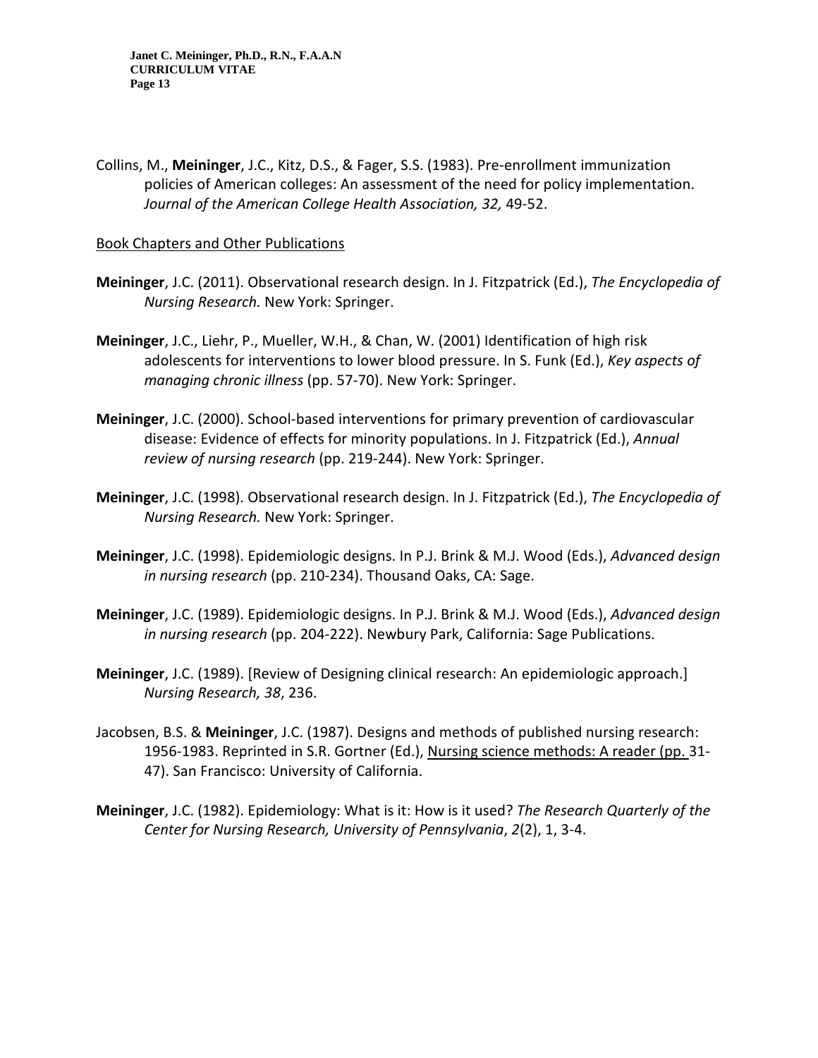Collins, M., **Meininger**, J.C., Kitz, D.S., & Fager, S.S. (1983). Pre-enrollment immunization policies of American colleges: An assessment of the need for policy implementation. *Journal of the American College Health Association, 32,* 49-52.

<u>Book Chapters and Other Publications</u>

**Meininger**, J.C. (2011). Observational research design. In J. Fitzpatrick (Ed.), *The Encyclopedia of Nursing Research.* New York: Springer.

**Meininger**, J.C., Liehr, P., Mueller, W.H., & Chan, W. (2001) Identification of high risk adolescents for interventions to lower blood pressure. In S. Funk (Ed.), *Key aspects of managing chronic illness* (pp. 57-70). New York: Springer.

**Meininger**, J.C. (2000). School-based interventions for primary prevention of cardiovascular disease: Evidence of effects for minority populations. In J. Fitzpatrick (Ed.), *Annual review of nursing research* (pp. 219-244). New York: Springer.

**Meininger**, J.C. (1998). Observational research design. In J. Fitzpatrick (Ed.), *The Encyclopedia of Nursing Research.* New York: Springer.

**Meininger**, J.C. (1998). Epidemiologic designs. In P.J. Brink & M.J. Wood (Eds.), *Advanced design in nursing research* (pp. 210-234). Thousand Oaks, CA: Sage.

**Meininger**, J.C. (1989). Epidemiologic designs. In P.J. Brink & M.J. Wood (Eds.), *Advanced design in nursing research* (pp. 204-222). Newbury Park, California: Sage Publications.

**Meininger**, J.C. (1989). [Review of Designing clinical research: An epidemiologic approach.] *Nursing Research, 38*, 236.

Jacobsen, B.S. & **Meininger**, J.C. (1987). Designs and methods of published nursing research: 1956-1983. Reprinted in S.R. Gortner (Ed.), <u>Nursing science methods: A reader (pp.</u> 31-47). San Francisco: University of California.

**Meininger**, J.C. (1982). Epidemiology: What is it: How is it used? *The Research Quarterly of the Center for Nursing Research, University of Pennsylvania*, *2*(2), 1, 3-4.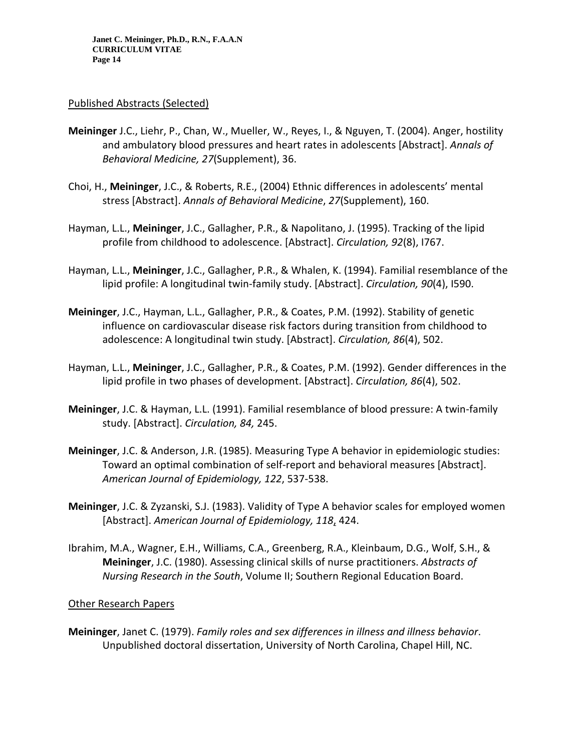Published Abstracts (Selected)

**Meininger** J.C., Liehr, P., Chan, W., Mueller, W., Reyes, I., & Nguyen, T. (2004). Anger, hostility and ambulatory blood pressures and heart rates in adolescents [Abstract]. *Annals of Behavioral Medicine, 27*(Supplement), 36.

Choi, H., **Meininger**, J.C., & Roberts, R.E., (2004) Ethnic differences in adolescents' mental stress [Abstract]. *Annals of Behavioral Medicine*, *27*(Supplement), 160.

Hayman, L.L., **Meininger**, J.C., Gallagher, P.R., & Napolitano, J. (1995). Tracking of the lipid profile from childhood to adolescence. [Abstract]. *Circulation, 92*(8), I767.

Hayman, L.L., **Meininger**, J.C., Gallagher, P.R., & Whalen, K. (1994). Familial resemblance of the lipid profile: A longitudinal twin-family study. [Abstract]. *Circulation, 90*(4), I590.

**Meininger**, J.C., Hayman, L.L., Gallagher, P.R., & Coates, P.M. (1992). Stability of genetic influence on cardiovascular disease risk factors during transition from childhood to adolescence: A longitudinal twin study. [Abstract]. *Circulation, 86*(4), 502.

Hayman, L.L., **Meininger**, J.C., Gallagher, P.R., & Coates, P.M. (1992). Gender differences in the lipid profile in two phases of development. [Abstract]. *Circulation, 86*(4), 502.

**Meininger**, J.C. & Hayman, L.L. (1991). Familial resemblance of blood pressure: A twin-family study. [Abstract]. *Circulation, 84,* 245.

**Meininger**, J.C. & Anderson, J.R. (1985). Measuring Type A behavior in epidemiologic studies: Toward an optimal combination of self-report and behavioral measures [Abstract]. *American Journal of Epidemiology, 122*, 537-538.

**Meininger**, J.C. & Zyzanski, S.J. (1983). Validity of Type A behavior scales for employed women [Abstract]. *American Journal of Epidemiology, 118*, 424.

Ibrahim, M.A., Wagner, E.H., Williams, C.A., Greenberg, R.A., Kleinbaum, D.G., Wolf, S.H., & **Meininger**, J.C. (1980). Assessing clinical skills of nurse practitioners. *Abstracts of Nursing Research in the South*, Volume II; Southern Regional Education Board.

Other Research Papers

**Meininger**, Janet C. (1979). *Family roles and sex differences in illness and illness behavior*. Unpublished doctoral dissertation, University of North Carolina, Chapel Hill, NC.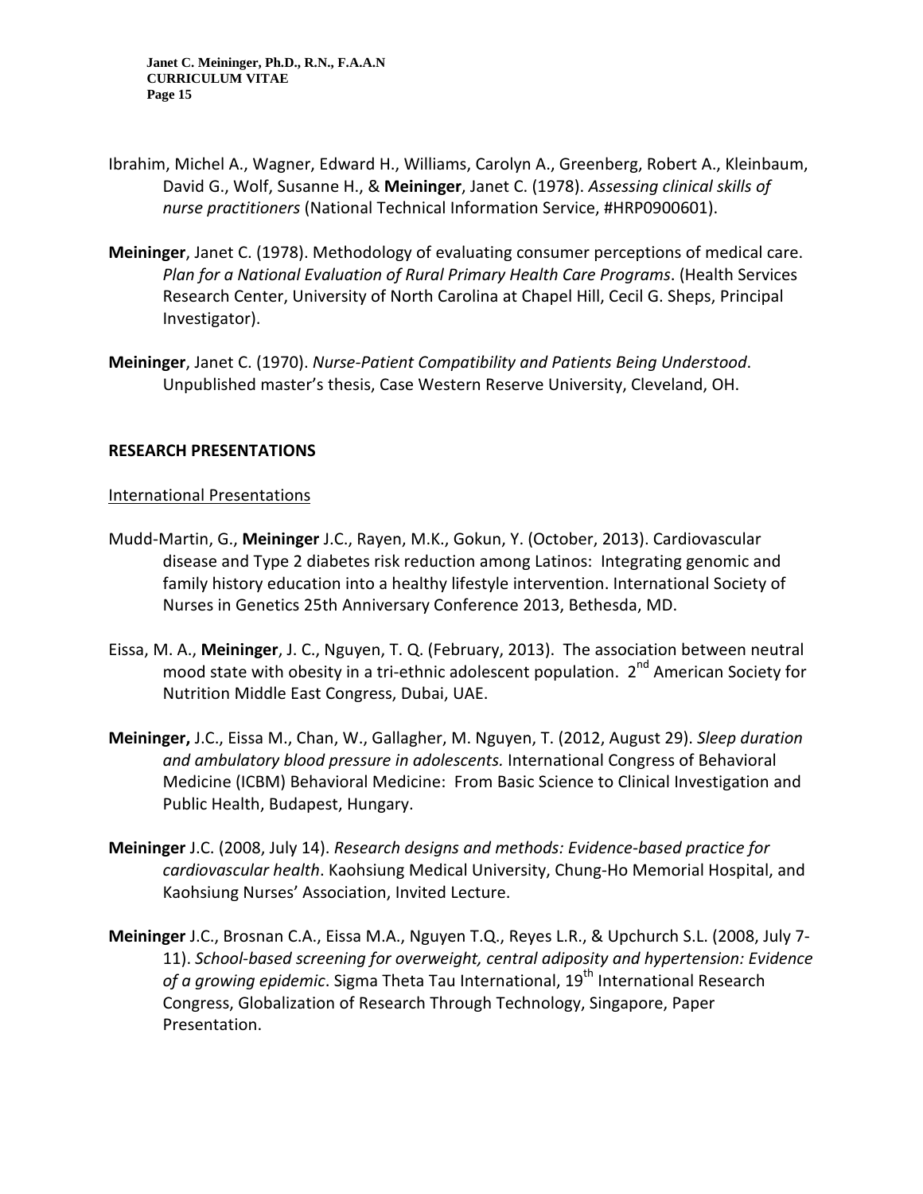Ibrahim, Michel A., Wagner, Edward H., Williams, Carolyn A., Greenberg, Robert A., Kleinbaum, David G., Wolf, Susanne H., & **Meininger**, Janet C. (1978). *Assessing clinical skills of nurse practitioners* (National Technical Information Service, #HRP0900601).

**Meininger**, Janet C. (1978). Methodology of evaluating consumer perceptions of medical care. *Plan for a National Evaluation of Rural Primary Health Care Programs*. (Health Services Research Center, University of North Carolina at Chapel Hill, Cecil G. Sheps, Principal Investigator).

**Meininger**, Janet C. (1970). *Nurse-Patient Compatibility and Patients Being Understood*. Unpublished master's thesis, Case Western Reserve University, Cleveland, OH.

## RESEARCH PRESENTATIONS

### International Presentations

Mudd-Martin, G., **Meininger** J.C., Rayen, M.K., Gokun, Y. (October, 2013). Cardiovascular disease and Type 2 diabetes risk reduction among Latinos: Integrating genomic and family history education into a healthy lifestyle intervention. International Society of Nurses in Genetics 25th Anniversary Conference 2013, Bethesda, MD.

Eissa, M. A., **Meininger**, J. C., Nguyen, T. Q. (February, 2013). The association between neutral mood state with obesity in a tri-ethnic adolescent population. 2nd American Society for Nutrition Middle East Congress, Dubai, UAE.

**Meininger,** J.C., Eissa M., Chan, W., Gallagher, M. Nguyen, T. (2012, August 29). *Sleep duration and ambulatory blood pressure in adolescents.* International Congress of Behavioral Medicine (ICBM) Behavioral Medicine: From Basic Science to Clinical Investigation and Public Health, Budapest, Hungary.

**Meininger** J.C. (2008, July 14). *Research designs and methods: Evidence-based practice for cardiovascular health*. Kaohsiung Medical University, Chung-Ho Memorial Hospital, and Kaohsiung Nurses' Association, Invited Lecture.

**Meininger** J.C., Brosnan C.A., Eissa M.A., Nguyen T.Q., Reyes L.R., & Upchurch S.L. (2008, July 7-11). *School-based screening for overweight, central adiposity and hypertension: Evidence of a growing epidemic*. Sigma Theta Tau International, 19th International Research Congress, Globalization of Research Through Technology, Singapore, Paper Presentation.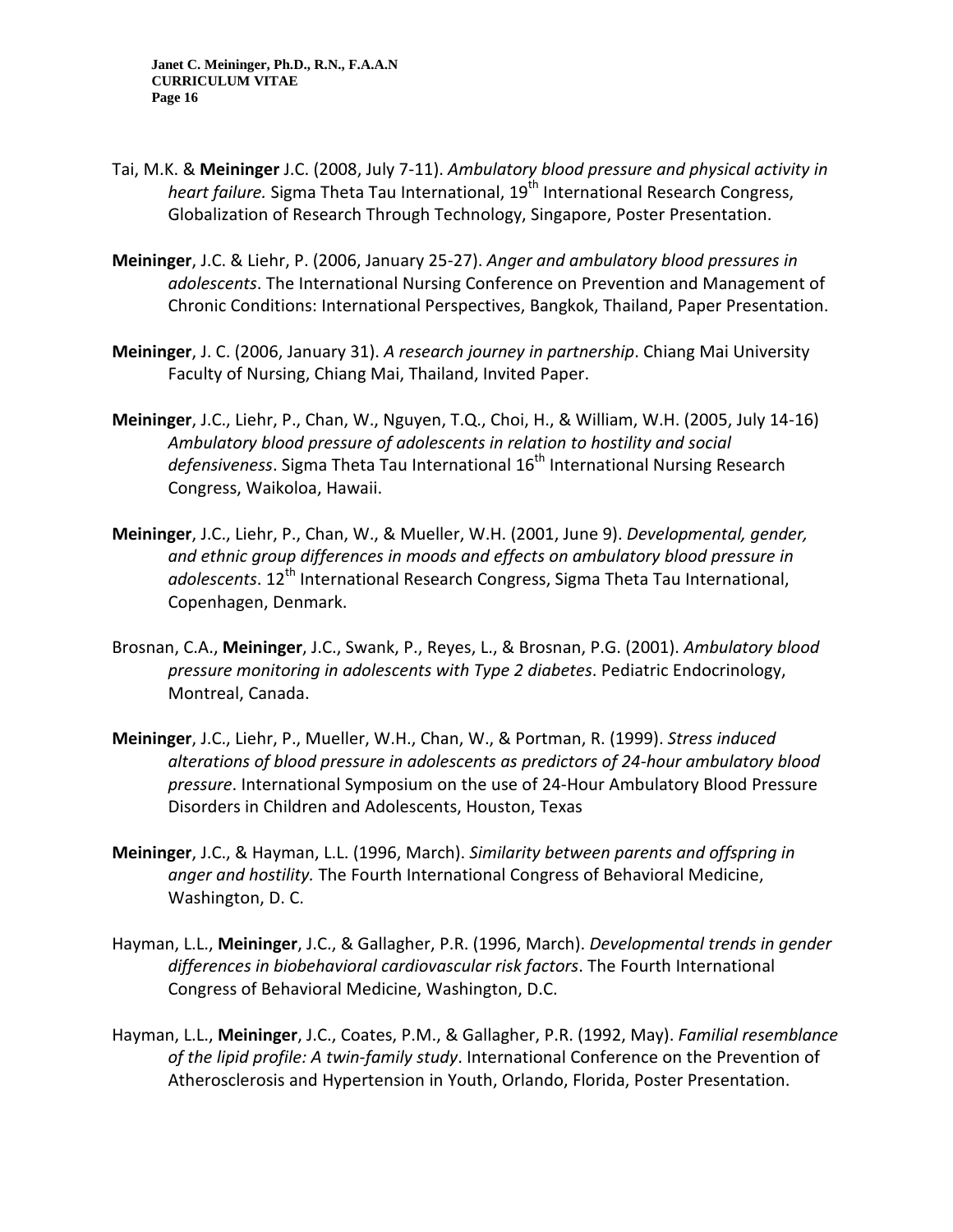Tai, M.K. & **Meininger** J.C. (2008, July 7-11). *Ambulatory blood pressure and physical activity in heart failure.* Sigma Theta Tau International, 19th International Research Congress, Globalization of Research Through Technology, Singapore, Poster Presentation.

**Meininger**, J.C. & Liehr, P. (2006, January 25-27). *Anger and ambulatory blood pressures in adolescents*. The International Nursing Conference on Prevention and Management of Chronic Conditions: International Perspectives, Bangkok, Thailand, Paper Presentation.

**Meininger**, J. C. (2006, January 31). *A research journey in partnership*. Chiang Mai University Faculty of Nursing, Chiang Mai, Thailand, Invited Paper.

**Meininger**, J.C., Liehr, P., Chan, W., Nguyen, T.Q., Choi, H., & William, W.H. (2005, July 14-16) *Ambulatory blood pressure of adolescents in relation to hostility and social defensiveness*. Sigma Theta Tau International 16th International Nursing Research Congress, Waikoloa, Hawaii.

**Meininger**, J.C., Liehr, P., Chan, W., & Mueller, W.H. (2001, June 9). *Developmental, gender, and ethnic group differences in moods and effects on ambulatory blood pressure in adolescents*. 12th International Research Congress, Sigma Theta Tau International, Copenhagen, Denmark.

Brosnan, C.A., **Meininger**, J.C., Swank, P., Reyes, L., & Brosnan, P.G. (2001). *Ambulatory blood pressure monitoring in adolescents with Type 2 diabetes*. Pediatric Endocrinology, Montreal, Canada.

**Meininger**, J.C., Liehr, P., Mueller, W.H., Chan, W., & Portman, R. (1999). *Stress induced alterations of blood pressure in adolescents as predictors of 24-hour ambulatory blood pressure*. International Symposium on the use of 24-Hour Ambulatory Blood Pressure Disorders in Children and Adolescents, Houston, Texas

**Meininger**, J.C., & Hayman, L.L. (1996, March). *Similarity between parents and offspring in anger and hostility.* The Fourth International Congress of Behavioral Medicine, Washington, D. C.

Hayman, L.L., **Meininger**, J.C., & Gallagher, P.R. (1996, March). *Developmental trends in gender differences in biobehavioral cardiovascular risk factors*. The Fourth International Congress of Behavioral Medicine, Washington, D.C.

Hayman, L.L., **Meininger**, J.C., Coates, P.M., & Gallagher, P.R. (1992, May). *Familial resemblance of the lipid profile: A twin-family study*. International Conference on the Prevention of Atherosclerosis and Hypertension in Youth, Orlando, Florida, Poster Presentation.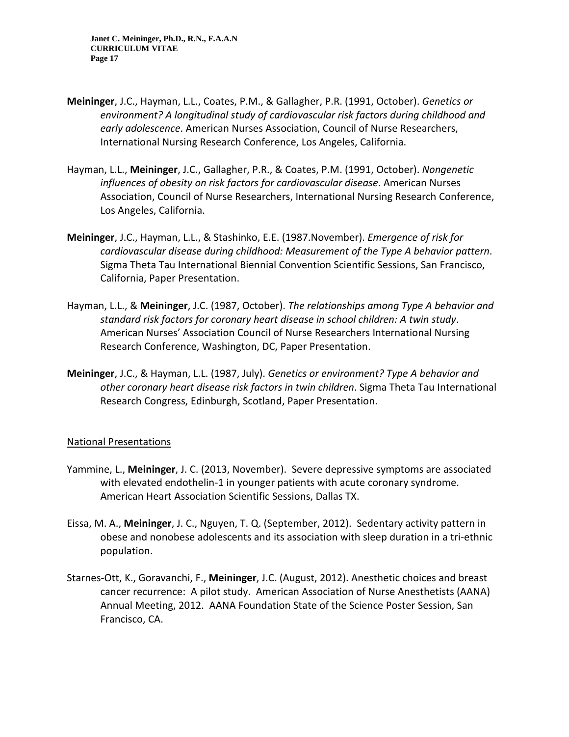**Meininger**, J.C., Hayman, L.L., Coates, P.M., & Gallagher, P.R. (1991, October). *Genetics or environment? A longitudinal study of cardiovascular risk factors during childhood and early adolescence*. American Nurses Association, Council of Nurse Researchers, International Nursing Research Conference, Los Angeles, California.

Hayman, L.L., **Meininger**, J.C., Gallagher, P.R., & Coates, P.M. (1991, October). *Nongenetic influences of obesity on risk factors for cardiovascular disease*. American Nurses Association, Council of Nurse Researchers, International Nursing Research Conference, Los Angeles, California.

**Meininger**, J.C., Hayman, L.L., & Stashinko, E.E. (1987.November). *Emergence of risk for cardiovascular disease during childhood: Measurement of the Type A behavior pattern*. Sigma Theta Tau International Biennial Convention Scientific Sessions, San Francisco, California, Paper Presentation.

Hayman, L.L., & **Meininger**, J.C. (1987, October). *The relationships among Type A behavior and standard risk factors for coronary heart disease in school children: A twin study*. American Nurses' Association Council of Nurse Researchers International Nursing Research Conference, Washington, DC, Paper Presentation.

**Meininger**, J.C., & Hayman, L.L. (1987, July). *Genetics or environment? Type A behavior and other coronary heart disease risk factors in twin children*. Sigma Theta Tau International Research Congress, Edinburgh, Scotland, Paper Presentation.

## National Presentations

Yammine, L., **Meininger**, J. C. (2013, November). Severe depressive symptoms are associated with elevated endothelin-1 in younger patients with acute coronary syndrome. American Heart Association Scientific Sessions, Dallas TX.

Eissa, M. A., **Meininger**, J. C., Nguyen, T. Q. (September, 2012). Sedentary activity pattern in obese and nonobese adolescents and its association with sleep duration in a tri-ethnic population.

Starnes-Ott, K., Goravanchi, F., **Meininger**, J.C. (August, 2012). Anesthetic choices and breast cancer recurrence: A pilot study. American Association of Nurse Anesthetists (AANA) Annual Meeting, 2012. AANA Foundation State of the Science Poster Session, San Francisco, CA.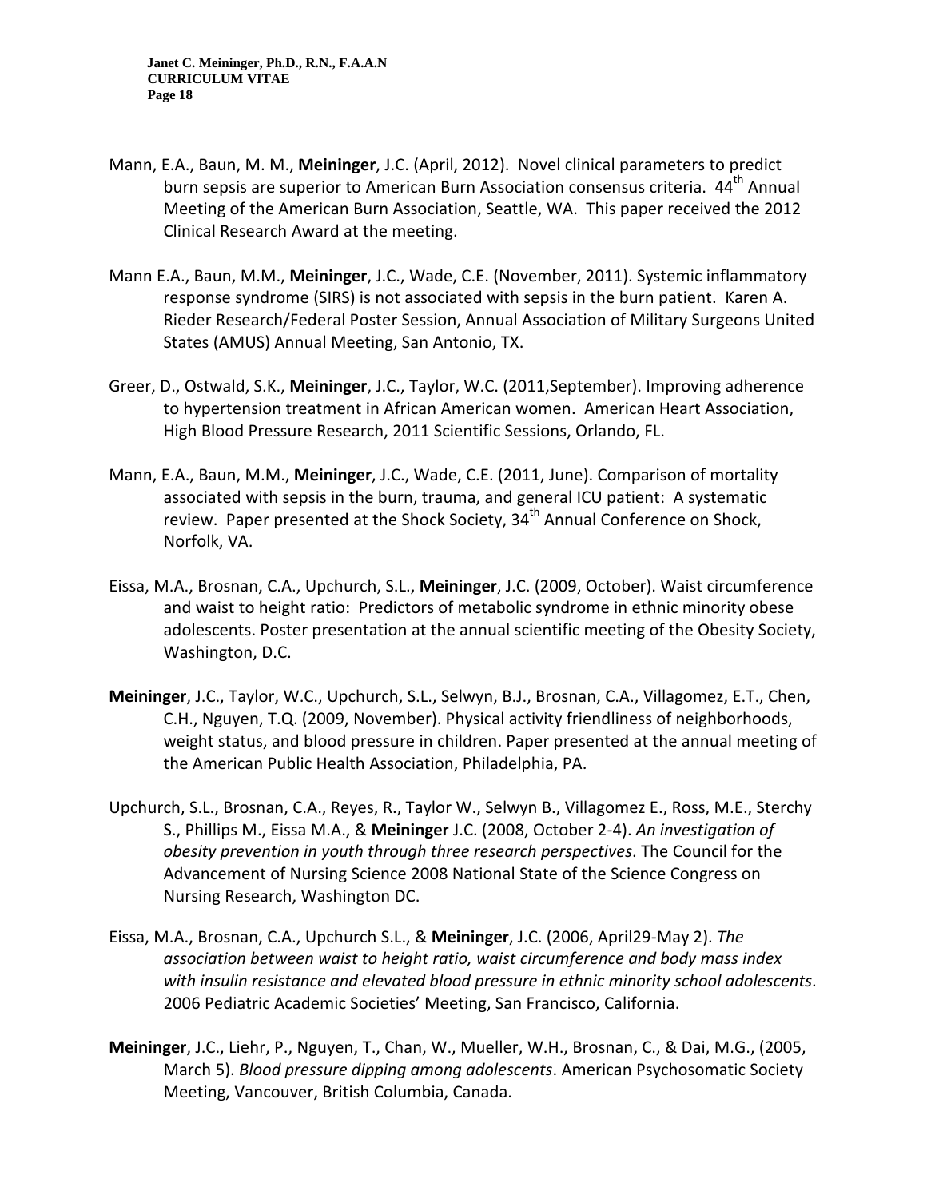Mann, E.A., Baun, M. M., **Meininger**, J.C. (April, 2012). Novel clinical parameters to predict burn sepsis are superior to American Burn Association consensus criteria. 44th Annual Meeting of the American Burn Association, Seattle, WA. This paper received the 2012 Clinical Research Award at the meeting.

Mann E.A., Baun, M.M., **Meininger**, J.C., Wade, C.E. (November, 2011). Systemic inflammatory response syndrome (SIRS) is not associated with sepsis in the burn patient. Karen A. Rieder Research/Federal Poster Session, Annual Association of Military Surgeons United States (AMUS) Annual Meeting, San Antonio, TX.

Greer, D., Ostwald, S.K., **Meininger**, J.C., Taylor, W.C. (2011,September). Improving adherence to hypertension treatment in African American women. American Heart Association, High Blood Pressure Research, 2011 Scientific Sessions, Orlando, FL.

Mann, E.A., Baun, M.M., **Meininger**, J.C., Wade, C.E. (2011, June). Comparison of mortality associated with sepsis in the burn, trauma, and general ICU patient: A systematic review. Paper presented at the Shock Society, 34th Annual Conference on Shock, Norfolk, VA.

Eissa, M.A., Brosnan, C.A., Upchurch, S.L., **Meininger**, J.C. (2009, October). Waist circumference and waist to height ratio: Predictors of metabolic syndrome in ethnic minority obese adolescents. Poster presentation at the annual scientific meeting of the Obesity Society, Washington, D.C.

**Meininger**, J.C., Taylor, W.C., Upchurch, S.L., Selwyn, B.J., Brosnan, C.A., Villagomez, E.T., Chen, C.H., Nguyen, T.Q. (2009, November). Physical activity friendliness of neighborhoods, weight status, and blood pressure in children. Paper presented at the annual meeting of the American Public Health Association, Philadelphia, PA.

Upchurch, S.L., Brosnan, C.A., Reyes, R., Taylor W., Selwyn B., Villagomez E., Ross, M.E., Sterchy S., Phillips M., Eissa M.A., & **Meininger** J.C. (2008, October 2-4). *An investigation of obesity prevention in youth through three research perspectives*. The Council for the Advancement of Nursing Science 2008 National State of the Science Congress on Nursing Research, Washington DC.

Eissa, M.A., Brosnan, C.A., Upchurch S.L., & **Meininger**, J.C. (2006, April29-May 2). *The association between waist to height ratio, waist circumference and body mass index with insulin resistance and elevated blood pressure in ethnic minority school adolescents*. 2006 Pediatric Academic Societies' Meeting, San Francisco, California.

**Meininger**, J.C., Liehr, P., Nguyen, T., Chan, W., Mueller, W.H., Brosnan, C., & Dai, M.G., (2005, March 5). *Blood pressure dipping among adolescents*. American Psychosomatic Society Meeting, Vancouver, British Columbia, Canada.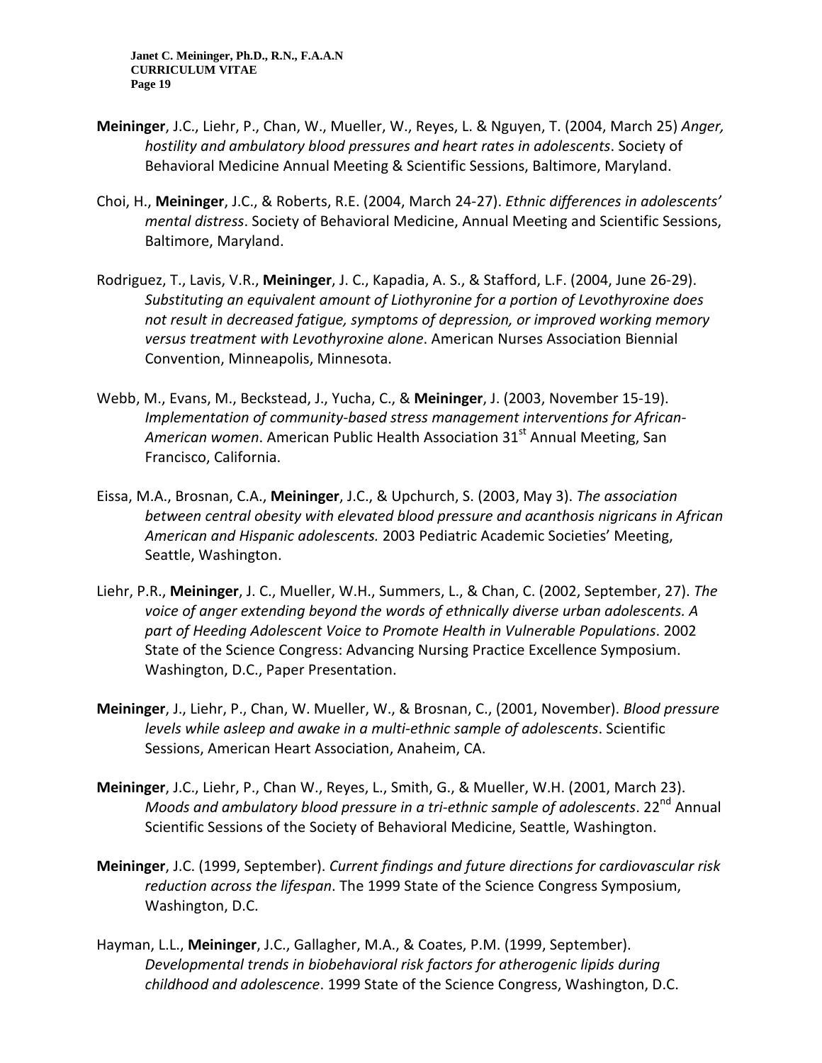**Meininger**, J.C., Liehr, P., Chan, W., Mueller, W., Reyes, L. & Nguyen, T. (2004, March 25) *Anger, hostility and ambulatory blood pressures and heart rates in adolescents*. Society of Behavioral Medicine Annual Meeting & Scientific Sessions, Baltimore, Maryland.

Choi, H., **Meininger**, J.C., & Roberts, R.E. (2004, March 24-27). *Ethnic differences in adolescents' mental distress*. Society of Behavioral Medicine, Annual Meeting and Scientific Sessions, Baltimore, Maryland.

Rodriguez, T., Lavis, V.R., **Meininger**, J. C., Kapadia, A. S., & Stafford, L.F. (2004, June 26-29). *Substituting an equivalent amount of Liothyronine for a portion of Levothyroxine does not result in decreased fatigue, symptoms of depression, or improved working memory versus treatment with Levothyroxine alone*. American Nurses Association Biennial Convention, Minneapolis, Minnesota.

Webb, M., Evans, M., Beckstead, J., Yucha, C., & **Meininger**, J. (2003, November 15-19). *Implementation of community-based stress management interventions for African-American women*. American Public Health Association 31st Annual Meeting, San Francisco, California.

Eissa, M.A., Brosnan, C.A., **Meininger**, J.C., & Upchurch, S. (2003, May 3). *The association between central obesity with elevated blood pressure and acanthosis nigricans in African American and Hispanic adolescents.* 2003 Pediatric Academic Societies' Meeting, Seattle, Washington.

Liehr, P.R., **Meininger**, J. C., Mueller, W.H., Summers, L., & Chan, C. (2002, September, 27). *The voice of anger extending beyond the words of ethnically diverse urban adolescents. A part of Heeding Adolescent Voice to Promote Health in Vulnerable Populations*. 2002 State of the Science Congress: Advancing Nursing Practice Excellence Symposium. Washington, D.C., Paper Presentation.

**Meininger**, J., Liehr, P., Chan, W. Mueller, W., & Brosnan, C., (2001, November). *Blood pressure levels while asleep and awake in a multi-ethnic sample of adolescents*. Scientific Sessions, American Heart Association, Anaheim, CA.

**Meininger**, J.C., Liehr, P., Chan W., Reyes, L., Smith, G., & Mueller, W.H. (2001, March 23). *Moods and ambulatory blood pressure in a tri-ethnic sample of adolescents*. 22nd Annual Scientific Sessions of the Society of Behavioral Medicine, Seattle, Washington.

**Meininger**, J.C. (1999, September). *Current findings and future directions for cardiovascular risk reduction across the lifespan*. The 1999 State of the Science Congress Symposium, Washington, D.C.

Hayman, L.L., **Meininger**, J.C., Gallagher, M.A., & Coates, P.M. (1999, September). *Developmental trends in biobehavioral risk factors for atherogenic lipids during childhood and adolescence*. 1999 State of the Science Congress, Washington, D.C.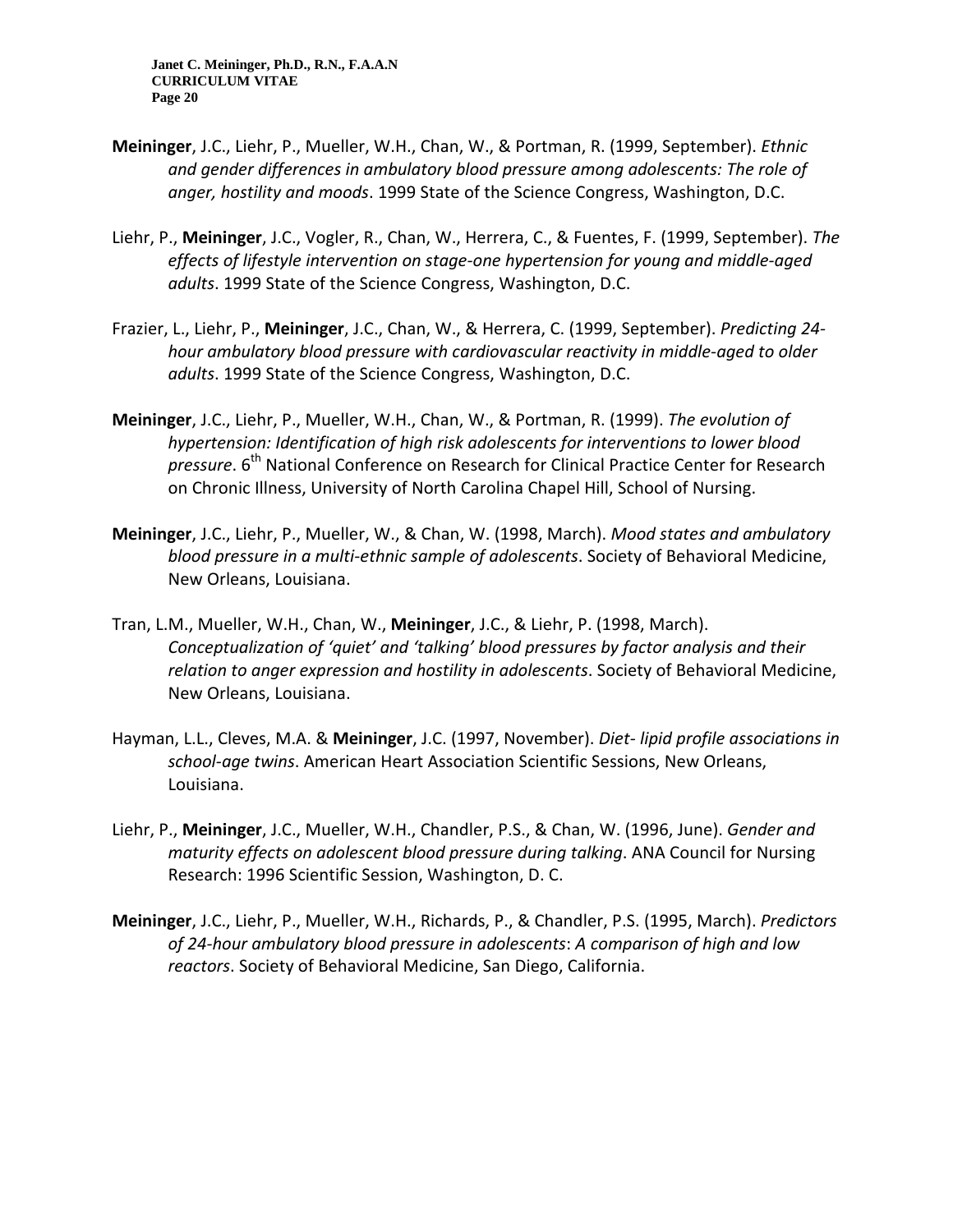**Meininger**, J.C., Liehr, P., Mueller, W.H., Chan, W., & Portman, R. (1999, September). *Ethnic and gender differences in ambulatory blood pressure among adolescents: The role of anger, hostility and moods*. 1999 State of the Science Congress, Washington, D.C.

Liehr, P., **Meininger**, J.C., Vogler, R., Chan, W., Herrera, C., & Fuentes, F. (1999, September). *The effects of lifestyle intervention on stage-one hypertension for young and middle-aged adults*. 1999 State of the Science Congress, Washington, D.C.

Frazier, L., Liehr, P., **Meininger**, J.C., Chan, W., & Herrera, C. (1999, September). *Predicting 24-hour ambulatory blood pressure with cardiovascular reactivity in middle-aged to older adults*. 1999 State of the Science Congress, Washington, D.C.

**Meininger**, J.C., Liehr, P., Mueller, W.H., Chan, W., & Portman, R. (1999). *The evolution of hypertension: Identification of high risk adolescents for interventions to lower blood pressure*. 6th National Conference on Research for Clinical Practice Center for Research on Chronic Illness, University of North Carolina Chapel Hill, School of Nursing.

**Meininger**, J.C., Liehr, P., Mueller, W., & Chan, W. (1998, March). *Mood states and ambulatory blood pressure in a multi-ethnic sample of adolescents*. Society of Behavioral Medicine, New Orleans, Louisiana.

Tran, L.M., Mueller, W.H., Chan, W., **Meininger**, J.C., & Liehr, P. (1998, March). *Conceptualization of 'quiet' and 'talking' blood pressures by factor analysis and their relation to anger expression and hostility in adolescents*. Society of Behavioral Medicine, New Orleans, Louisiana.

Hayman, L.L., Cleves, M.A. & **Meininger**, J.C. (1997, November). *Diet- lipid profile associations in school-age twins*. American Heart Association Scientific Sessions, New Orleans, Louisiana.

Liehr, P., **Meininger**, J.C., Mueller, W.H., Chandler, P.S., & Chan, W. (1996, June). *Gender and maturity effects on adolescent blood pressure during talking*. ANA Council for Nursing Research: 1996 Scientific Session, Washington, D. C.

**Meininger**, J.C., Liehr, P., Mueller, W.H., Richards, P., & Chandler, P.S. (1995, March). *Predictors of 24-hour ambulatory blood pressure in adolescents*: *A comparison of high and low reactors*. Society of Behavioral Medicine, San Diego, California.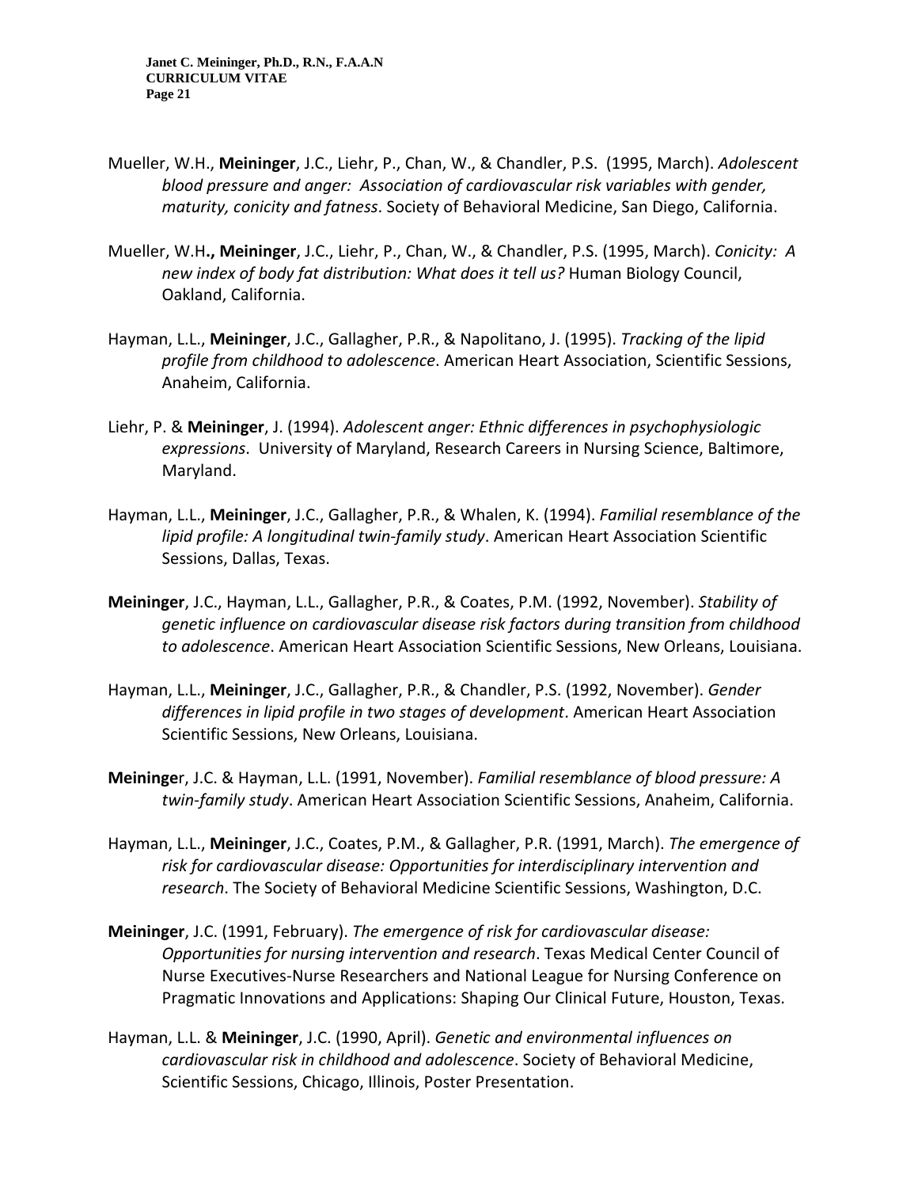Mueller, W.H., **Meininger**, J.C., Liehr, P., Chan, W., & Chandler, P.S. (1995, March). *Adolescent blood pressure and anger: Association of cardiovascular risk variables with gender, maturity, conicity and fatness*. Society of Behavioral Medicine, San Diego, California.

Mueller, W.H**., Meininger**, J.C., Liehr, P., Chan, W., & Chandler, P.S. (1995, March). *Conicity: A new index of body fat distribution: What does it tell us?* Human Biology Council, Oakland, California.

Hayman, L.L., **Meininger**, J.C., Gallagher, P.R., & Napolitano, J. (1995). *Tracking of the lipid profile from childhood to adolescence*. American Heart Association, Scientific Sessions, Anaheim, California.

Liehr, P. & **Meininger**, J. (1994). *Adolescent anger: Ethnic differences in psychophysiologic expressions*. University of Maryland, Research Careers in Nursing Science, Baltimore, Maryland.

Hayman, L.L., **Meininger**, J.C., Gallagher, P.R., & Whalen, K. (1994). *Familial resemblance of the lipid profile: A longitudinal twin-family study*. American Heart Association Scientific Sessions, Dallas, Texas.

**Meininger**, J.C., Hayman, L.L., Gallagher, P.R., & Coates, P.M. (1992, November). *Stability of genetic influence on cardiovascular disease risk factors during transition from childhood to adolescence*. American Heart Association Scientific Sessions, New Orleans, Louisiana.

Hayman, L.L., **Meininger**, J.C., Gallagher, P.R., & Chandler, P.S. (1992, November). *Gender differences in lipid profile in two stages of development*. American Heart Association Scientific Sessions, New Orleans, Louisiana.

**Meininge**r, J.C. & Hayman, L.L. (1991, November). *Familial resemblance of blood pressure: A twin-family study*. American Heart Association Scientific Sessions, Anaheim, California.

Hayman, L.L., **Meininger**, J.C., Coates, P.M., & Gallagher, P.R. (1991, March). *The emergence of risk for cardiovascular disease: Opportunities for interdisciplinary intervention and research*. The Society of Behavioral Medicine Scientific Sessions, Washington, D.C.

**Meininger**, J.C. (1991, February). *The emergence of risk for cardiovascular disease: Opportunities for nursing intervention and research*. Texas Medical Center Council of Nurse Executives-Nurse Researchers and National League for Nursing Conference on Pragmatic Innovations and Applications: Shaping Our Clinical Future, Houston, Texas.

Hayman, L.L. & **Meininger**, J.C. (1990, April). *Genetic and environmental influences on cardiovascular risk in childhood and adolescence*. Society of Behavioral Medicine, Scientific Sessions, Chicago, Illinois, Poster Presentation.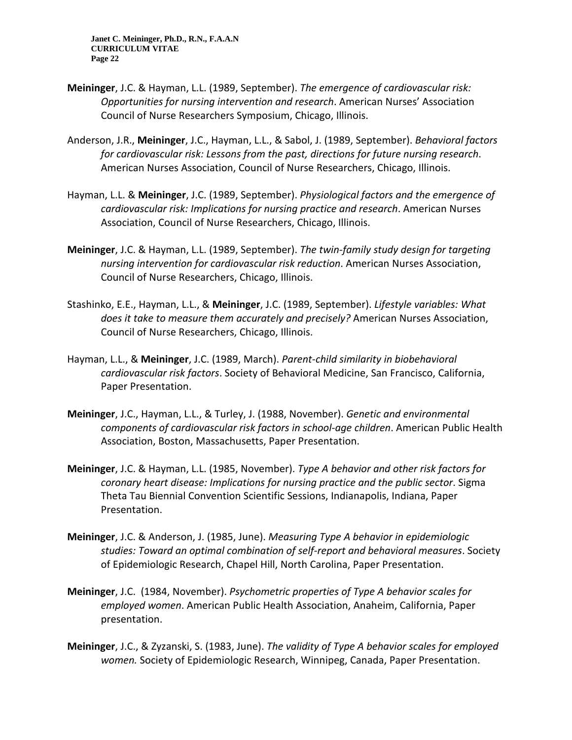**Meininger**, J.C. & Hayman, L.L. (1989, September). *The emergence of cardiovascular risk: Opportunities for nursing intervention and research*. American Nurses' Association Council of Nurse Researchers Symposium, Chicago, Illinois.

Anderson, J.R., **Meininger**, J.C., Hayman, L.L., & Sabol, J. (1989, September). *Behavioral factors for cardiovascular risk: Lessons from the past, directions for future nursing research*. American Nurses Association, Council of Nurse Researchers, Chicago, Illinois.

Hayman, L.L. & **Meininger**, J.C. (1989, September). *Physiological factors and the emergence of cardiovascular risk: Implications for nursing practice and research*. American Nurses Association, Council of Nurse Researchers, Chicago, Illinois.

**Meininger**, J.C. & Hayman, L.L. (1989, September). *The twin-family study design for targeting nursing intervention for cardiovascular risk reduction*. American Nurses Association, Council of Nurse Researchers, Chicago, Illinois.

Stashinko, E.E., Hayman, L.L., & **Meininger**, J.C. (1989, September). *Lifestyle variables: What does it take to measure them accurately and precisely?* American Nurses Association, Council of Nurse Researchers, Chicago, Illinois.

Hayman, L.L., & **Meininger**, J.C. (1989, March). *Parent-child similarity in biobehavioral cardiovascular risk factors*. Society of Behavioral Medicine, San Francisco, California, Paper Presentation.

**Meininger**, J.C., Hayman, L.L., & Turley, J. (1988, November). *Genetic and environmental components of cardiovascular risk factors in school-age children*. American Public Health Association, Boston, Massachusetts, Paper Presentation.

**Meininger**, J.C. & Hayman, L.L. (1985, November). *Type A behavior and other risk factors for coronary heart disease: Implications for nursing practice and the public sector*. Sigma Theta Tau Biennial Convention Scientific Sessions, Indianapolis, Indiana, Paper Presentation.

**Meininger**, J.C. & Anderson, J. (1985, June). *Measuring Type A behavior in epidemiologic studies: Toward an optimal combination of self-report and behavioral measures*. Society of Epidemiologic Research, Chapel Hill, North Carolina, Paper Presentation.

**Meininger**, J.C. (1984, November). *Psychometric properties of Type A behavior scales for employed women*. American Public Health Association, Anaheim, California, Paper presentation.

**Meininger**, J.C., & Zyzanski, S. (1983, June). *The validity of Type A behavior scales for employed women.* Society of Epidemiologic Research, Winnipeg, Canada, Paper Presentation.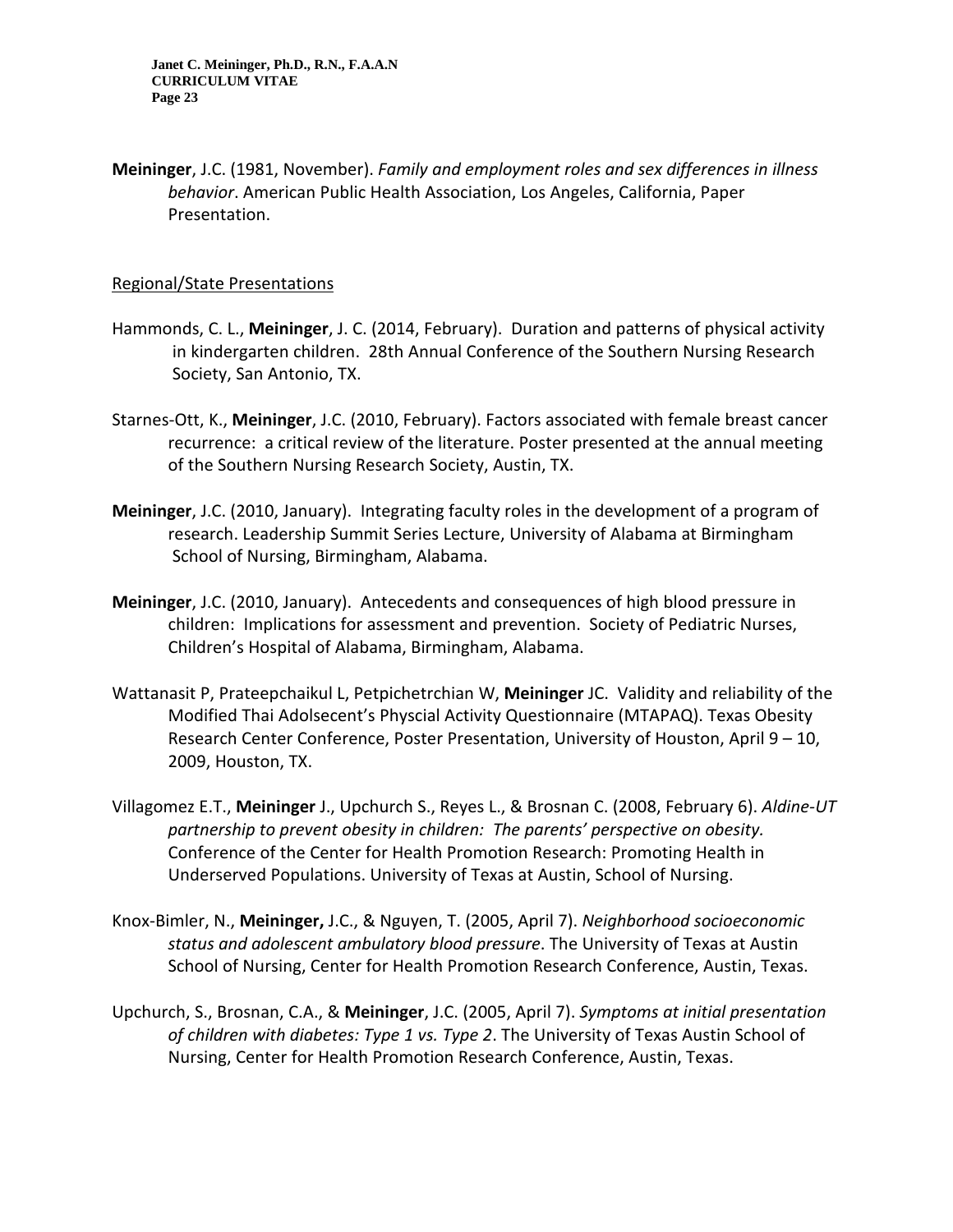**Meininger**, J.C. (1981, November). *Family and employment roles and sex differences in illness behavior*. American Public Health Association, Los Angeles, California, Paper Presentation.

Regional/State Presentations

Hammonds, C. L., **Meininger**, J. C. (2014, February). Duration and patterns of physical activity in kindergarten children. 28th Annual Conference of the Southern Nursing Research Society, San Antonio, TX.

Starnes-Ott, K., **Meininger**, J.C. (2010, February). Factors associated with female breast cancer recurrence: a critical review of the literature. Poster presented at the annual meeting of the Southern Nursing Research Society, Austin, TX.

**Meininger**, J.C. (2010, January). Integrating faculty roles in the development of a program of research. Leadership Summit Series Lecture, University of Alabama at Birmingham School of Nursing, Birmingham, Alabama.

**Meininger**, J.C. (2010, January). Antecedents and consequences of high blood pressure in children: Implications for assessment and prevention. Society of Pediatric Nurses, Children's Hospital of Alabama, Birmingham, Alabama.

Wattanasit P, Prateepchaikul L, Petpichetrchian W, **Meininger** JC. Validity and reliability of the Modified Thai Adolsecent's Physcial Activity Questionnaire (MTAPAQ). Texas Obesity Research Center Conference, Poster Presentation, University of Houston, April 9 – 10, 2009, Houston, TX.

Villagomez E.T., **Meininger** J., Upchurch S., Reyes L., & Brosnan C. (2008, February 6). *Aldine-UT partnership to prevent obesity in children: The parents' perspective on obesity.* Conference of the Center for Health Promotion Research: Promoting Health in Underserved Populations. University of Texas at Austin, School of Nursing.

Knox-Bimler, N., **Meininger,** J.C., & Nguyen, T. (2005, April 7). *Neighborhood socioeconomic status and adolescent ambulatory blood pressure*. The University of Texas at Austin School of Nursing, Center for Health Promotion Research Conference, Austin, Texas.

Upchurch, S., Brosnan, C.A., & **Meininger**, J.C. (2005, April 7). *Symptoms at initial presentation of children with diabetes: Type 1 vs. Type 2*. The University of Texas Austin School of Nursing, Center for Health Promotion Research Conference, Austin, Texas.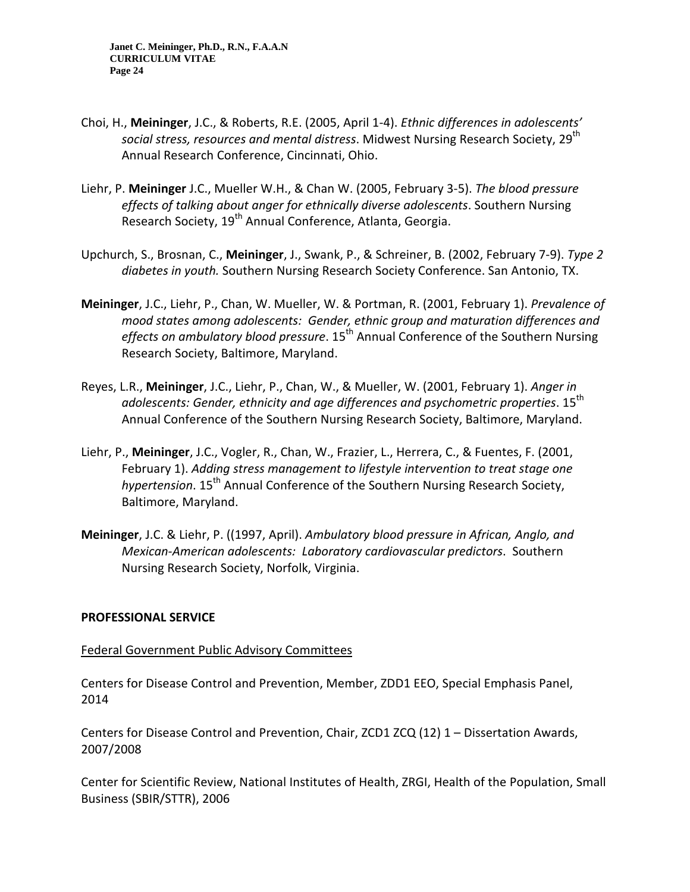Choi, H., **Meininger**, J.C., & Roberts, R.E. (2005, April 1-4). *Ethnic differences in adolescents' social stress, resources and mental distress*. Midwest Nursing Research Society, 29th Annual Research Conference, Cincinnati, Ohio.

Liehr, P. **Meininger** J.C., Mueller W.H., & Chan W. (2005, February 3-5). *The blood pressure effects of talking about anger for ethnically diverse adolescents*. Southern Nursing Research Society, 19th Annual Conference, Atlanta, Georgia.

Upchurch, S., Brosnan, C., **Meininger**, J., Swank, P., & Schreiner, B. (2002, February 7-9). *Type 2 diabetes in youth.* Southern Nursing Research Society Conference. San Antonio, TX.

**Meininger**, J.C., Liehr, P., Chan, W. Mueller, W. & Portman, R. (2001, February 1). *Prevalence of mood states among adolescents: Gender, ethnic group and maturation differences and effects on ambulatory blood pressure*. 15th Annual Conference of the Southern Nursing Research Society, Baltimore, Maryland.

Reyes, L.R., **Meininger**, J.C., Liehr, P., Chan, W., & Mueller, W. (2001, February 1). *Anger in adolescents: Gender, ethnicity and age differences and psychometric properties*. 15th Annual Conference of the Southern Nursing Research Society, Baltimore, Maryland.

Liehr, P., **Meininger**, J.C., Vogler, R., Chan, W., Frazier, L., Herrera, C., & Fuentes, F. (2001, February 1). *Adding stress management to lifestyle intervention to treat stage one hypertension*. 15th Annual Conference of the Southern Nursing Research Society, Baltimore, Maryland.

**Meininger**, J.C. & Liehr, P. ((1997, April). *Ambulatory blood pressure in African, Anglo, and Mexican-American adolescents: Laboratory cardiovascular predictors*. Southern Nursing Research Society, Norfolk, Virginia.

## PROFESSIONAL SERVICE

### Federal Government Public Advisory Committees

Centers for Disease Control and Prevention, Member, ZDD1 EEO, Special Emphasis Panel, 2014

Centers for Disease Control and Prevention, Chair, ZCD1 ZCQ (12) 1 – Dissertation Awards, 2007/2008

Center for Scientific Review, National Institutes of Health, ZRGI, Health of the Population, Small Business (SBIR/STTR), 2006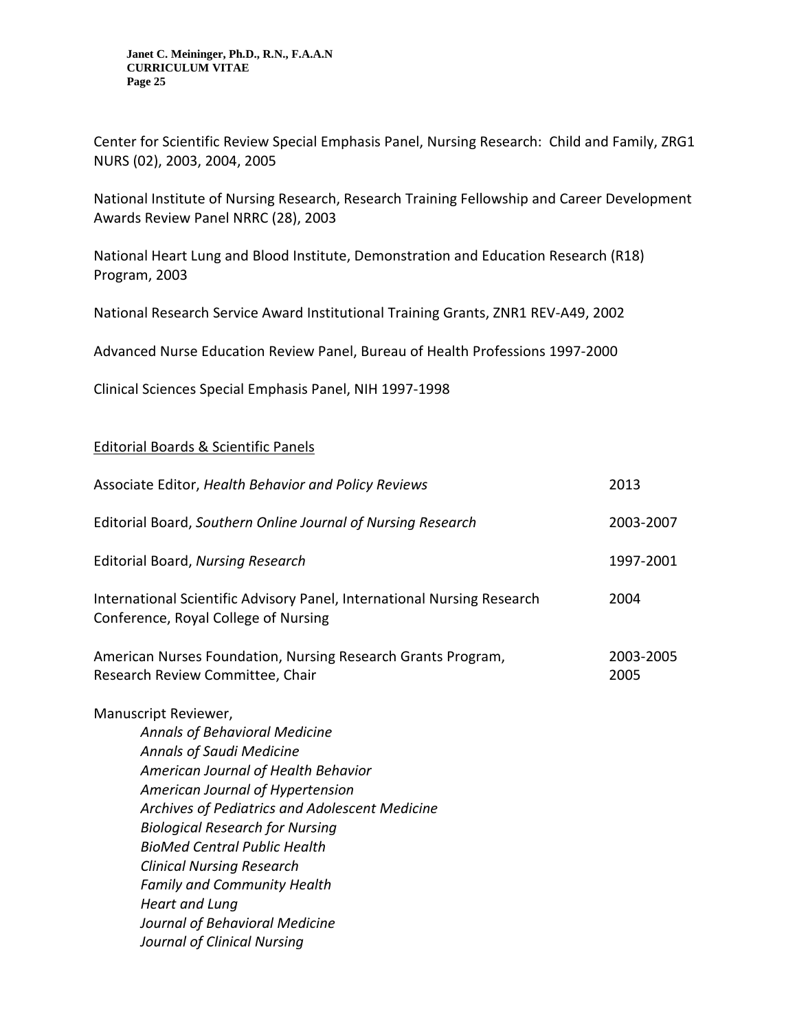Center for Scientific Review Special Emphasis Panel, Nursing Research: Child and Family, ZRG1 NURS (02), 2003, 2004, 2005

National Institute of Nursing Research, Research Training Fellowship and Career Development Awards Review Panel NRRC (28), 2003

National Heart Lung and Blood Institute, Demonstration and Education Research (R18) Program, 2003

National Research Service Award Institutional Training Grants, ZNR1 REV-A49, 2002

Advanced Nurse Education Review Panel, Bureau of Health Professions 1997-2000

Clinical Sciences Special Emphasis Panel, NIH 1997-1998

<u>Editorial Boards & Scientific Panels</u>

| | |
|---|---|
| Associate Editor, *Health Behavior and Policy Reviews* | 2013 |
| Editorial Board, *Southern Online Journal of Nursing Research* | 2003-2007 |
| Editorial Board, *Nursing Research* | 1997-2001 |
| International Scientific Advisory Panel, International Nursing Research Conference, Royal College of Nursing | 2004 |
| American Nurses Foundation, Nursing Research Grants Program, Research Review Committee, Chair | 2003-2005<br>2005 |

Manuscript Reviewer,

- *Annals of Behavioral Medicine*
- *Annals of Saudi Medicine*
- *American Journal of Health Behavior*
- *American Journal of Hypertension*
- *Archives of Pediatrics and Adolescent Medicine*
- *Biological Research for Nursing*
- *BioMed Central Public Health*
- *Clinical Nursing Research*
- *Family and Community Health*
- *Heart and Lung*
- *Journal of Behavioral Medicine*
- *Journal of Clinical Nursing*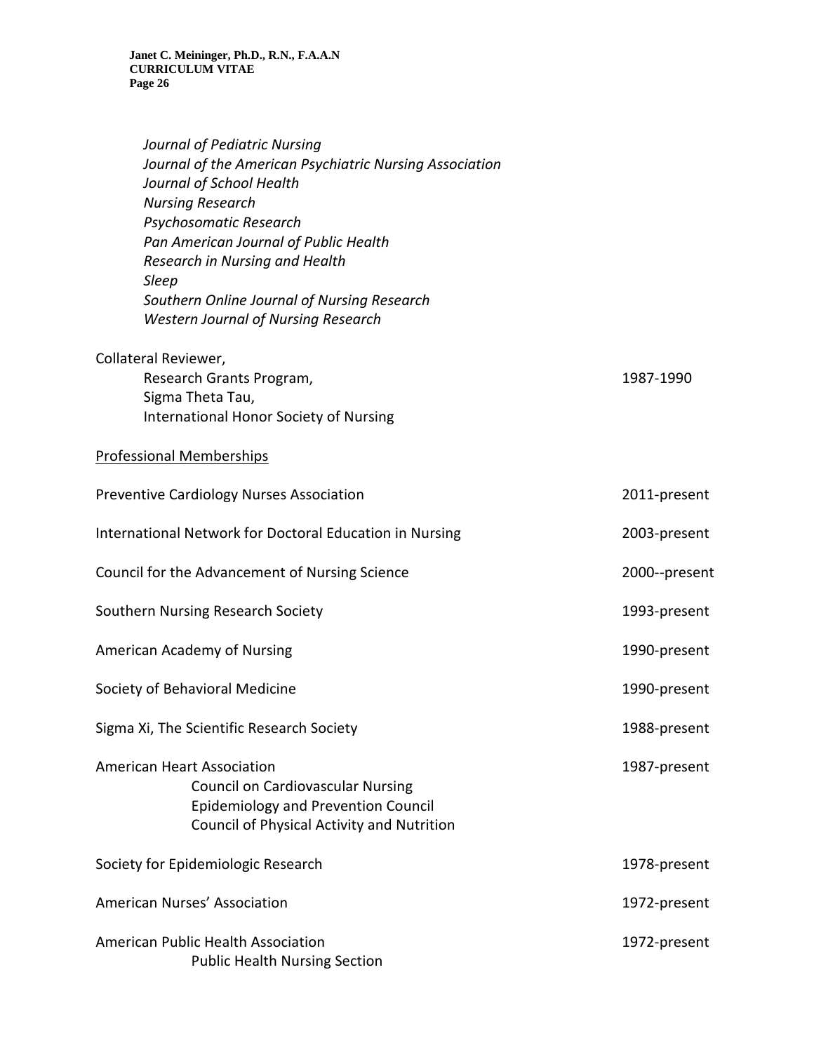*Journal of Pediatric Nursing*
*Journal of the American Psychiatric Nursing Association*
*Journal of School Health*
*Nursing Research*
*Psychosomatic Research*
*Pan American Journal of Public Health*
*Research in Nursing and Health*
*Sleep*
*Southern Online Journal of Nursing Research*
*Western Journal of Nursing Research*

Collateral Reviewer,
Research Grants Program, Sigma Theta Tau, International Honor Society of Nursing — 1987-1990

<u>Professional Memberships</u>

| | |
|---|---|
| Preventive Cardiology Nurses Association | 2011-present |
| International Network for Doctoral Education in Nursing | 2003-present |
| Council for the Advancement of Nursing Science | 2000--present |
| Southern Nursing Research Society | 1993-present |
| American Academy of Nursing | 1990-present |
| Society of Behavioral Medicine | 1990-present |
| Sigma Xi, The Scientific Research Society | 1988-present |
| American Heart Association<br>Council on Cardiovascular Nursing<br>Epidemiology and Prevention Council<br>Council of Physical Activity and Nutrition | 1987-present |
| Society for Epidemiologic Research | 1978-present |
| American Nurses' Association | 1972-present |
| American Public Health Association<br>Public Health Nursing Section | 1972-present |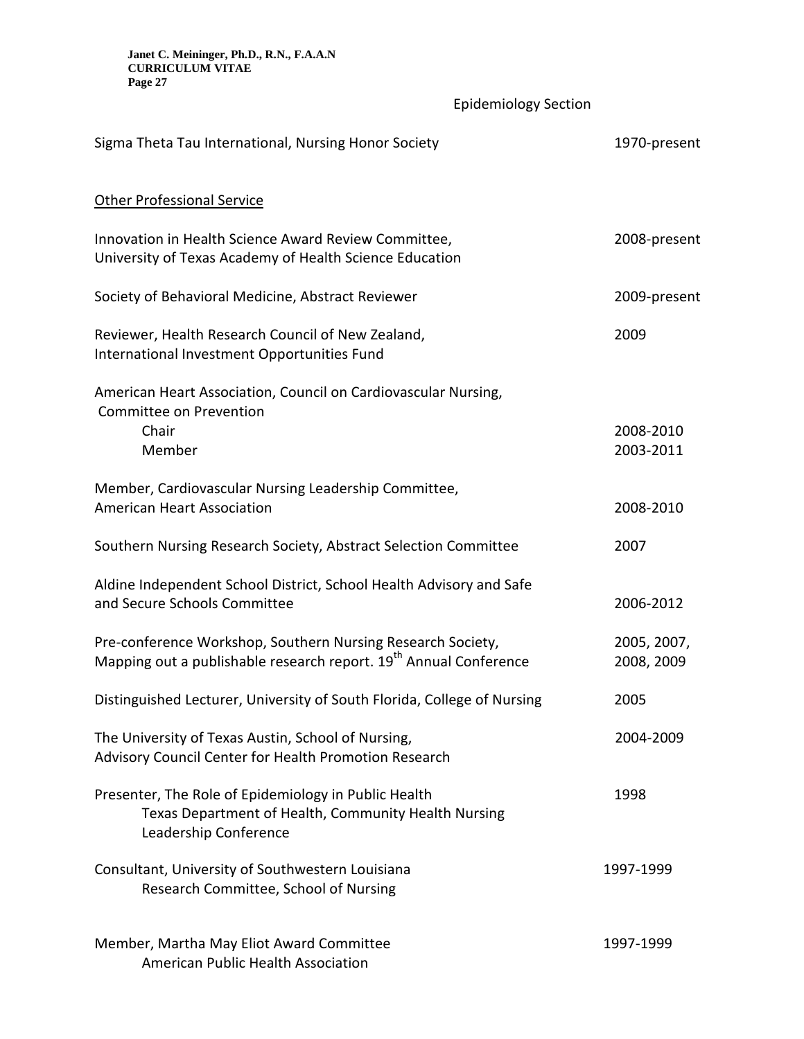Epidemiology Section

Sigma Theta Tau International, Nursing Honor Society 1970-present

Other Professional Service

Innovation in Health Science Award Review Committee, University of Texas Academy of Health Science Education 2008-present

Society of Behavioral Medicine, Abstract Reviewer 2009-present

Reviewer, Health Research Council of New Zealand, International Investment Opportunities Fund 2009

American Heart Association, Council on Cardiovascular Nursing, Committee on Prevention

- Chair 2008-2010
- Member 2003-2011

Member, Cardiovascular Nursing Leadership Committee, American Heart Association 2008-2010

Southern Nursing Research Society, Abstract Selection Committee 2007

Aldine Independent School District, School Health Advisory and Safe and Secure Schools Committee 2006-2012

Pre-conference Workshop, Southern Nursing Research Society, Mapping out a publishable research report. 19th Annual Conference 2005, 2007, 2008, 2009

Distinguished Lecturer, University of South Florida, College of Nursing 2005

The University of Texas Austin, School of Nursing, Advisory Council Center for Health Promotion Research 2004-2009

Presenter, The Role of Epidemiology in Public Health 1998
Texas Department of Health, Community Health Nursing Leadership Conference

Consultant, University of Southwestern Louisiana 1997-1999
Research Committee, School of Nursing

Member, Martha May Eliot Award Committee 1997-1999
American Public Health Association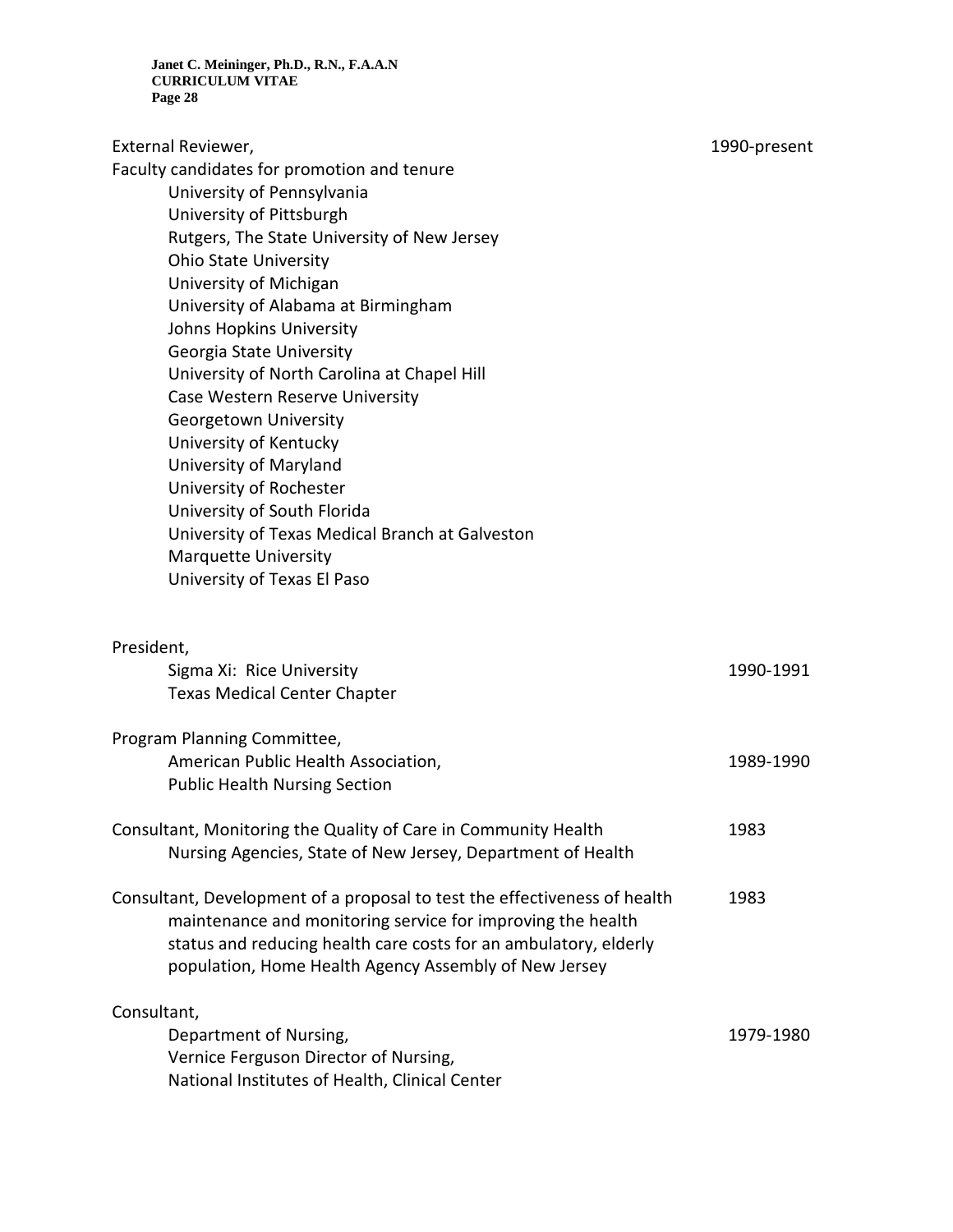External Reviewer, 1990-present

Faculty candidates for promotion and tenure

- University of Pennsylvania
- University of Pittsburgh
- Rutgers, The State University of New Jersey
- Ohio State University
- University of Michigan
- University of Alabama at Birmingham
- Johns Hopkins University
- Georgia State University
- University of North Carolina at Chapel Hill
- Case Western Reserve University
- Georgetown University
- University of Kentucky
- University of Maryland
- University of Rochester
- University of South Florida
- University of Texas Medical Branch at Galveston
- Marquette University
- University of Texas El Paso

President,
Sigma Xi: Rice University
Texas Medical Center Chapter — 1990-1991

Program Planning Committee,
American Public Health Association,
Public Health Nursing Section — 1989-1990

Consultant, Monitoring the Quality of Care in Community Health Nursing Agencies, State of New Jersey, Department of Health — 1983

Consultant, Development of a proposal to test the effectiveness of health maintenance and monitoring service for improving the health status and reducing health care costs for an ambulatory, elderly population, Home Health Agency Assembly of New Jersey — 1983

Consultant,
Department of Nursing,
Vernice Ferguson Director of Nursing,
National Institutes of Health, Clinical Center — 1979-1980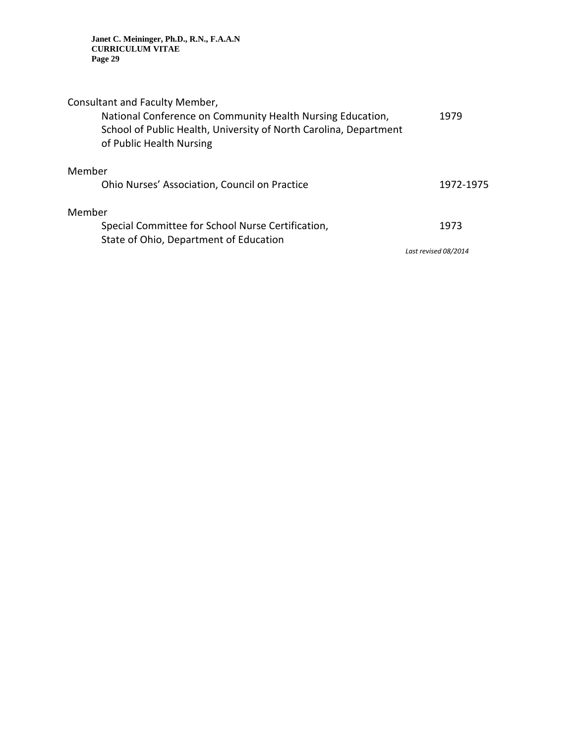Consultant and Faculty Member,

National Conference on Community Health Nursing Education, School of Public Health, University of North Carolina, Department of Public Health Nursing — 1979

Member

Ohio Nurses' Association, Council on Practice — 1972-1975

Member

Special Committee for School Nurse Certification, State of Ohio, Department of Education — 1973

*Last revised 08/2014*